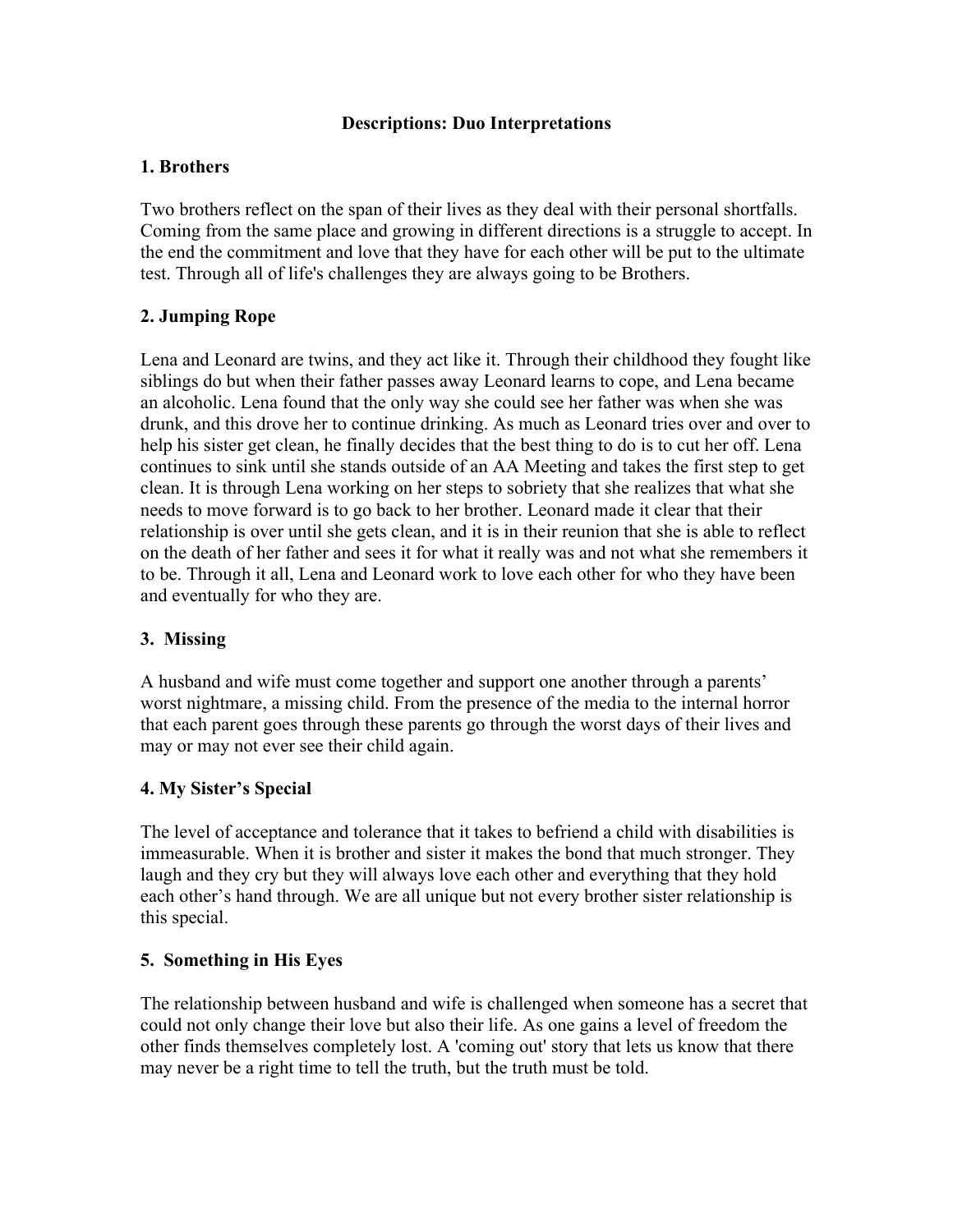# Descriptions: Duo Interpretations

### 1. Brothers

Two brothers reflect on the span of their lives as they deal with their personal shortfalls. Coming from the same place and growing in different directions is a struggle to accept. In the end the commitment and love that they have for each other will be put to the ultimate test. Through all of life's challenges they are always going to be Brothers.

### 2. Jumping Rope

Lena and Leonard are twins, and they act like it. Through their childhood they fought like siblings do but when their father passes away Leonard learns to cope, and Lena became an alcoholic. Lena found that the only way she could see her father was when she was drunk, and this drove her to continue drinking. As much as Leonard tries over and over to help his sister get clean, he finally decides that the best thing to do is to cut her off. Lena continues to sink until she stands outside of an AA Meeting and takes the first step to get clean. It is through Lena working on her steps to sobriety that she realizes that what she needs to move forward is to go back to her brother. Leonard made it clear that their relationship is over until she gets clean, and it is in their reunion that she is able to reflect on the death of her father and sees it for what it really was and not what she remembers it to be. Through it all, Lena and Leonard work to love each other for who they have been and eventually for who they are.

### 3. Missing

A husband and wife must come together and support one another through a parents' worst nightmare, a missing child. From the presence of the media to the internal horror that each parent goes through these parents go through the worst days of their lives and may or may not ever see their child again.

### 4. My Sister's Special

The level of acceptance and tolerance that it takes to befriend a child with disabilities is immeasurable. When it is brother and sister it makes the bond that much stronger. They laugh and they cry but they will always love each other and everything that they hold each other's hand through. We are all unique but not every brother sister relationship is this special.

### 5. Something in His Eyes

The relationship between husband and wife is challenged when someone has a secret that could not only change their love but also their life. As one gains a level of freedom the other finds themselves completely lost. A 'coming out' story that lets us know that there may never be a right time to tell the truth, but the truth must be told.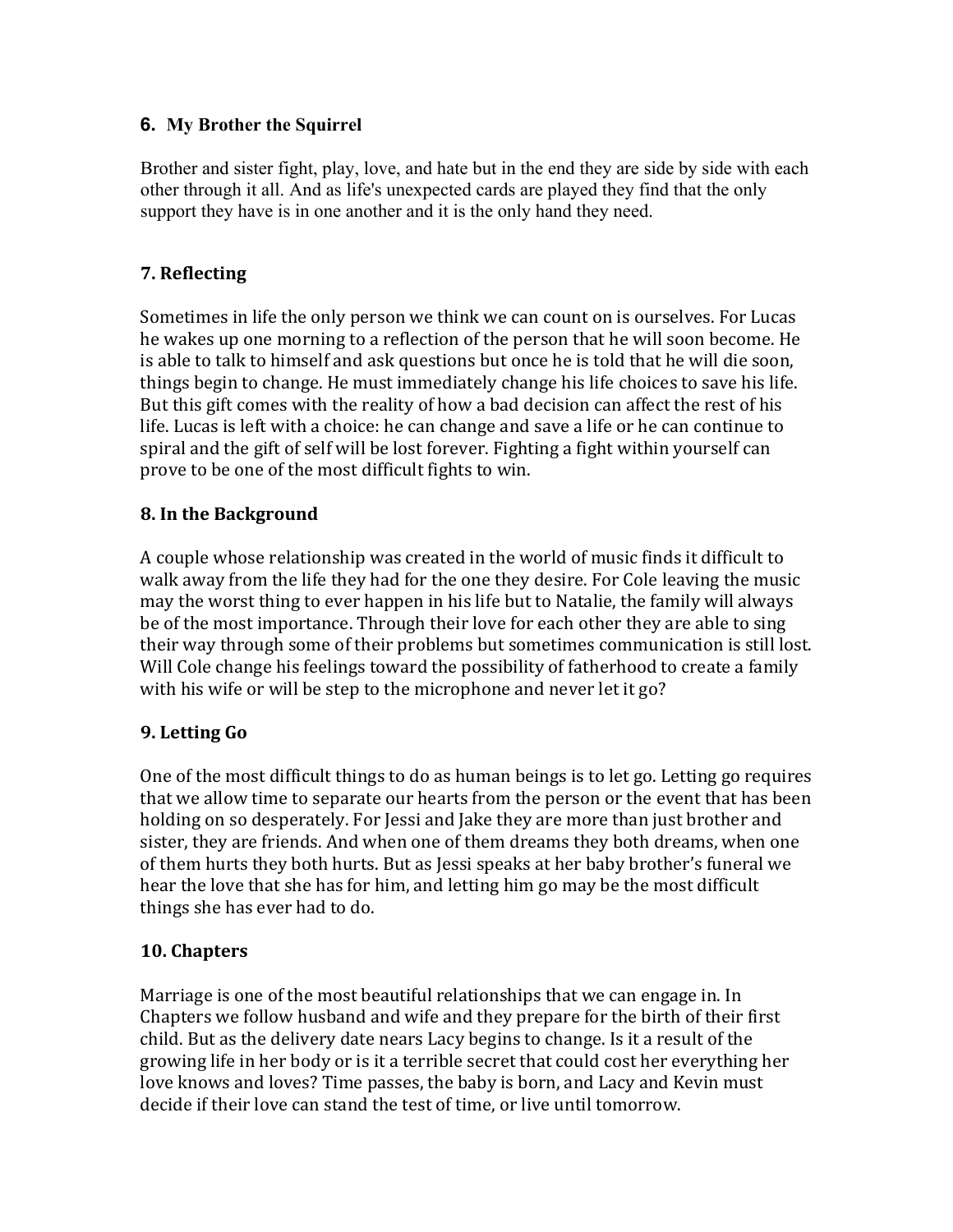### 6. My Brother the Squirrel

Brother and sister fight, play, love, and hate but in the end they are side by side with each other through it all. And as life's unexpected cards are played they find that the only support they have is in one another and it is the only hand they need.

### 7. Reflecting

Sometimes in life the only person we think we can count on is ourselves. For Lucas he wakes up one morning to a reflection of the person that he will soon become. He is able to talk to himself and ask questions but once he is told that he will die soon, things begin to change. He must immediately change his life choices to save his life. But this gift comes with the reality of how a bad decision can affect the rest of his life. Lucas is left with a choice: he can change and save a life or he can continue to spiral and the gift of self will be lost forever. Fighting a fight within yourself can prove to be one of the most difficult fights to win.

### 8. In the Background

A couple whose relationship was created in the world of music finds it difficult to walk away from the life they had for the one they desire. For Cole leaving the music may the worst thing to ever happen in his life but to Natalie, the family will always be of the most importance. Through their love for each other they are able to sing their way through some of their problems but sometimes communication is still lost. Will Cole change his feelings toward the possibility of fatherhood to create a family with his wife or will be step to the microphone and never let it go?

### 9. Letting Go

One of the most difficult things to do as human beings is to let go. Letting go requires that we allow time to separate our hearts from the person or the event that has been holding on so desperately. For Jessi and Jake they are more than just brother and sister, they are friends. And when one of them dreams they both dreams, when one of them hurts they both hurts. But as Jessi speaks at her baby brother's funeral we hear the love that she has for him, and letting him go may be the most difficult things she has ever had to do.

### 10. Chapters

Marriage is one of the most beautiful relationships that we can engage in. In Chapters we follow husband and wife and they prepare for the birth of their first child. But as the delivery date nears Lacy begins to change. Is it a result of the growing life in her body or is it a terrible secret that could cost her everything her love knows and loves? Time passes, the baby is born, and Lacy and Kevin must decide if their love can stand the test of time, or live until tomorrow.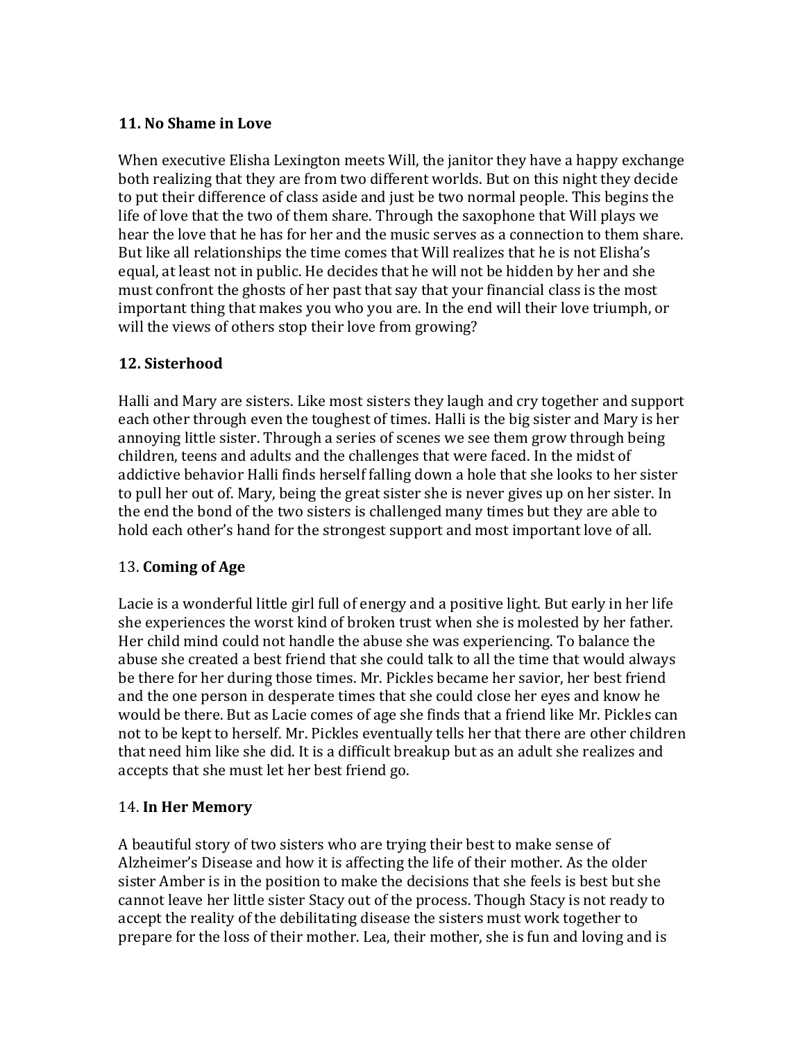**11. No Shame in Love**

When executive Elisha Lexington meets Will, the janitor they have a happy exchange both realizing that they are from two different worlds. But on this night they decide to put their difference of class aside and just be two normal people. This begins the life of love that the two of them share. Through the saxophone that Will plays we hear the love that he has for her and the music serves as a connection to them share. But like all relationships the time comes that Will realizes that he is not Elisha's equal, at least not in public. He decides that he will not be hidden by her and she must confront the ghosts of her past that say that your financial class is the most important thing that makes you who you are. In the end will their love triumph, or will the views of others stop their love from growing?

**12. Sisterhood**

Halli and Mary are sisters. Like most sisters they laugh and cry together and support each other through even the toughest of times. Halli is the big sister and Mary is her annoying little sister. Through a series of scenes we see them grow through being children, teens and adults and the challenges that were faced. In the midst of addictive behavior Halli finds herself falling down a hole that she looks to her sister to pull her out of. Mary, being the great sister she is never gives up on her sister. In the end the bond of the two sisters is challenged many times but they are able to hold each other's hand for the strongest support and most important love of all.

13. **Coming of Age**

Lacie is a wonderful little girl full of energy and a positive light. But early in her life she experiences the worst kind of broken trust when she is molested by her father. Her child mind could not handle the abuse she was experiencing. To balance the abuse she created a best friend that she could talk to all the time that would always be there for her during those times. Mr. Pickles became her savior, her best friend and the one person in desperate times that she could close her eyes and know he would be there. But as Lacie comes of age she finds that a friend like Mr. Pickles can not to be kept to herself. Mr. Pickles eventually tells her that there are other children that need him like she did. It is a difficult breakup but as an adult she realizes and accepts that she must let her best friend go.

14. **In Her Memory**

A beautiful story of two sisters who are trying their best to make sense of Alzheimer's Disease and how it is affecting the life of their mother. As the older sister Amber is in the position to make the decisions that she feels is best but she cannot leave her little sister Stacy out of the process. Though Stacy is not ready to accept the reality of the debilitating disease the sisters must work together to prepare for the loss of their mother. Lea, their mother, she is fun and loving and is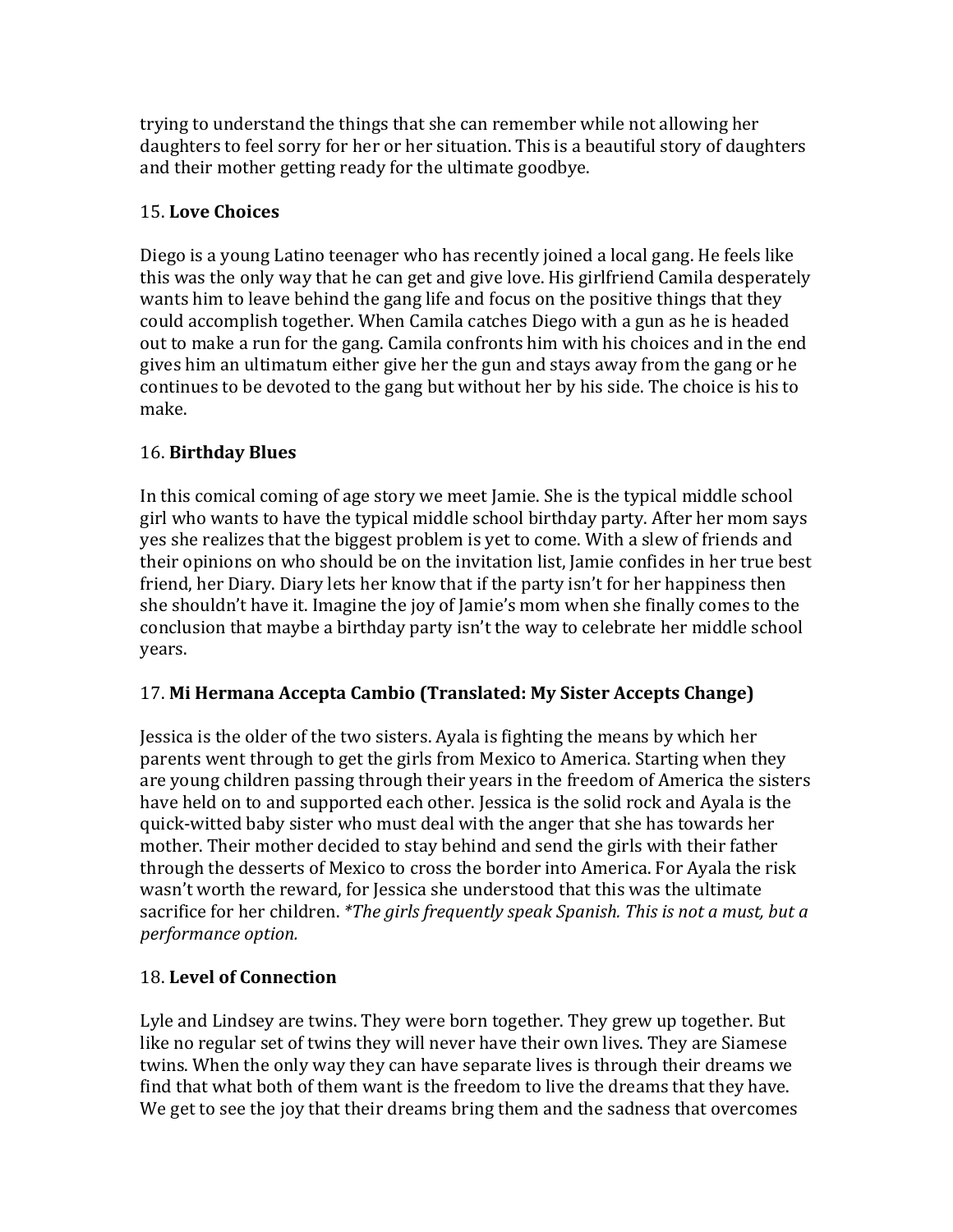trying to understand the things that she can remember while not allowing her daughters to feel sorry for her or her situation. This is a beautiful story of daughters and their mother getting ready for the ultimate goodbye.

15. **Love Choices**

Diego is a young Latino teenager who has recently joined a local gang. He feels like this was the only way that he can get and give love. His girlfriend Camila desperately wants him to leave behind the gang life and focus on the positive things that they could accomplish together. When Camila catches Diego with a gun as he is headed out to make a run for the gang. Camila confronts him with his choices and in the end gives him an ultimatum either give her the gun and stays away from the gang or he continues to be devoted to the gang but without her by his side. The choice is his to make.

16. **Birthday Blues**

In this comical coming of age story we meet Jamie. She is the typical middle school girl who wants to have the typical middle school birthday party. After her mom says yes she realizes that the biggest problem is yet to come. With a slew of friends and their opinions on who should be on the invitation list, Jamie confides in her true best friend, her Diary. Diary lets her know that if the party isn't for her happiness then she shouldn't have it. Imagine the joy of Jamie's mom when she finally comes to the conclusion that maybe a birthday party isn't the way to celebrate her middle school years.

17. **Mi Hermana Accepta Cambio (Translated: My Sister Accepts Change)**

Jessica is the older of the two sisters. Ayala is fighting the means by which her parents went through to get the girls from Mexico to America. Starting when they are young children passing through their years in the freedom of America the sisters have held on to and supported each other. Jessica is the solid rock and Ayala is the quick-witted baby sister who must deal with the anger that she has towards her mother. Their mother decided to stay behind and send the girls with their father through the desserts of Mexico to cross the border into America. For Ayala the risk wasn't worth the reward, for Jessica she understood that this was the ultimate sacrifice for her children. *\*The girls frequently speak Spanish. This is not a must, but a performance option.*

18. **Level of Connection**

Lyle and Lindsey are twins. They were born together. They grew up together. But like no regular set of twins they will never have their own lives. They are Siamese twins. When the only way they can have separate lives is through their dreams we find that what both of them want is the freedom to live the dreams that they have. We get to see the joy that their dreams bring them and the sadness that overcomes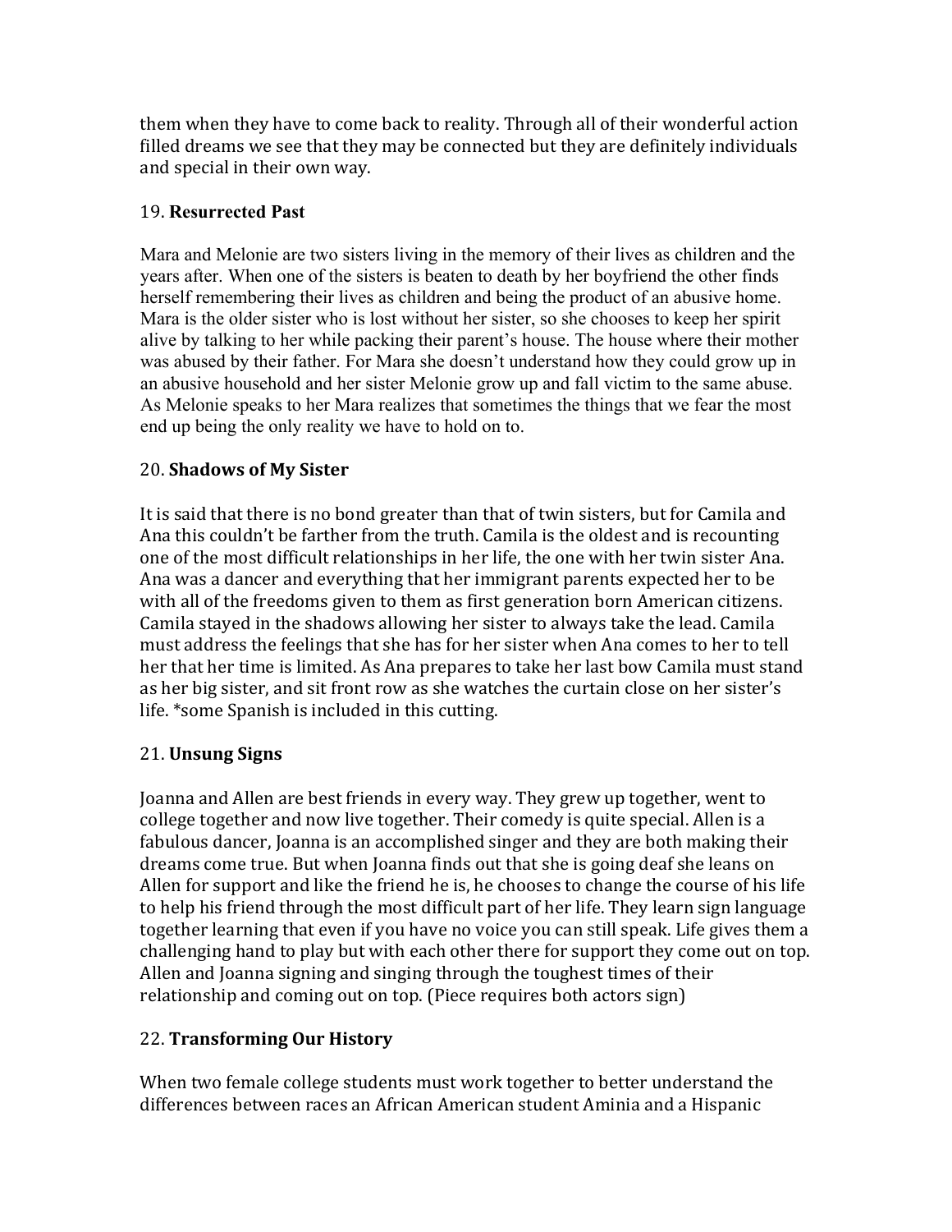them when they have to come back to reality. Through all of their wonderful action filled dreams we see that they may be connected but they are definitely individuals and special in their own way.

19. **Resurrected Past**

Mara and Melonie are two sisters living in the memory of their lives as children and the years after. When one of the sisters is beaten to death by her boyfriend the other finds herself remembering their lives as children and being the product of an abusive home. Mara is the older sister who is lost without her sister, so she chooses to keep her spirit alive by talking to her while packing their parent's house. The house where their mother was abused by their father. For Mara she doesn't understand how they could grow up in an abusive household and her sister Melonie grow up and fall victim to the same abuse. As Melonie speaks to her Mara realizes that sometimes the things that we fear the most end up being the only reality we have to hold on to.

20. **Shadows of My Sister**

It is said that there is no bond greater than that of twin sisters, but for Camila and Ana this couldn't be farther from the truth. Camila is the oldest and is recounting one of the most difficult relationships in her life, the one with her twin sister Ana. Ana was a dancer and everything that her immigrant parents expected her to be with all of the freedoms given to them as first generation born American citizens. Camila stayed in the shadows allowing her sister to always take the lead. Camila must address the feelings that she has for her sister when Ana comes to her to tell her that her time is limited. As Ana prepares to take her last bow Camila must stand as her big sister, and sit front row as she watches the curtain close on her sister's life. *some Spanish is included in this cutting.

21. **Unsung Signs**

Joanna and Allen are best friends in every way. They grew up together, went to college together and now live together. Their comedy is quite special. Allen is a fabulous dancer, Joanna is an accomplished singer and they are both making their dreams come true. But when Joanna finds out that she is going deaf she leans on Allen for support and like the friend he is, he chooses to change the course of his life to help his friend through the most difficult part of her life. They learn sign language together learning that even if you have no voice you can still speak. Life gives them a challenging hand to play but with each other there for support they come out on top. Allen and Joanna signing and singing through the toughest times of their relationship and coming out on top. (Piece requires both actors sign)

22. **Transforming Our History**

When two female college students must work together to better understand the differences between races an African American student Aminia and a Hispanic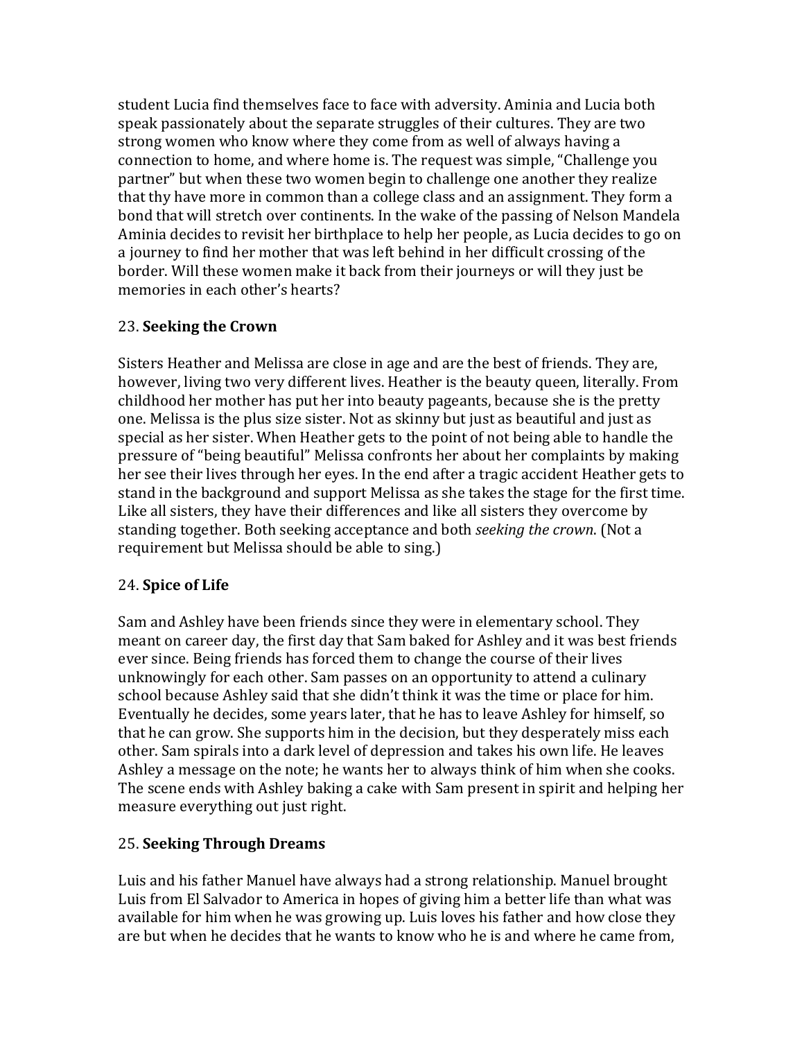student Lucia find themselves face to face with adversity. Aminia and Lucia both speak passionately about the separate struggles of their cultures. They are two strong women who know where they come from as well of always having a connection to home, and where home is. The request was simple, "Challenge you partner" but when these two women begin to challenge one another they realize that thy have more in common than a college class and an assignment. They form a bond that will stretch over continents. In the wake of the passing of Nelson Mandela Aminia decides to revisit her birthplace to help her people, as Lucia decides to go on a journey to find her mother that was left behind in her difficult crossing of the border. Will these women make it back from their journeys or will they just be memories in each other's hearts?

23. **Seeking the Crown**

Sisters Heather and Melissa are close in age and are the best of friends. They are, however, living two very different lives. Heather is the beauty queen, literally. From childhood her mother has put her into beauty pageants, because she is the pretty one. Melissa is the plus size sister. Not as skinny but just as beautiful and just as special as her sister. When Heather gets to the point of not being able to handle the pressure of "being beautiful" Melissa confronts her about her complaints by making her see their lives through her eyes. In the end after a tragic accident Heather gets to stand in the background and support Melissa as she takes the stage for the first time. Like all sisters, they have their differences and like all sisters they overcome by standing together. Both seeking acceptance and both *seeking the crown*. (Not a requirement but Melissa should be able to sing.)

24. **Spice of Life**

Sam and Ashley have been friends since they were in elementary school. They meant on career day, the first day that Sam baked for Ashley and it was best friends ever since. Being friends has forced them to change the course of their lives unknowingly for each other. Sam passes on an opportunity to attend a culinary school because Ashley said that she didn't think it was the time or place for him. Eventually he decides, some years later, that he has to leave Ashley for himself, so that he can grow. She supports him in the decision, but they desperately miss each other. Sam spirals into a dark level of depression and takes his own life. He leaves Ashley a message on the note; he wants her to always think of him when she cooks. The scene ends with Ashley baking a cake with Sam present in spirit and helping her measure everything out just right.

25. **Seeking Through Dreams**

Luis and his father Manuel have always had a strong relationship. Manuel brought Luis from El Salvador to America in hopes of giving him a better life than what was available for him when he was growing up. Luis loves his father and how close they are but when he decides that he wants to know who he is and where he came from,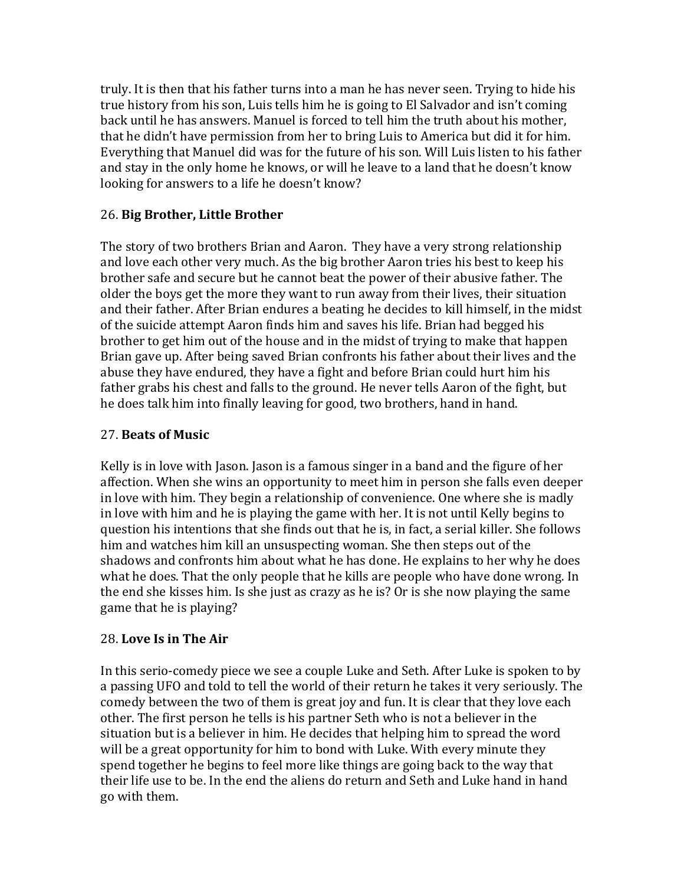truly. It is then that his father turns into a man he has never seen. Trying to hide his true history from his son, Luis tells him he is going to El Salvador and isn't coming back until he has answers. Manuel is forced to tell him the truth about his mother, that he didn't have permission from her to bring Luis to America but did it for him. Everything that Manuel did was for the future of his son. Will Luis listen to his father and stay in the only home he knows, or will he leave to a land that he doesn't know looking for answers to a life he doesn't know?

26. **Big Brother, Little Brother**

The story of two brothers Brian and Aaron. They have a very strong relationship and love each other very much. As the big brother Aaron tries his best to keep his brother safe and secure but he cannot beat the power of their abusive father. The older the boys get the more they want to run away from their lives, their situation and their father. After Brian endures a beating he decides to kill himself, in the midst of the suicide attempt Aaron finds him and saves his life. Brian had begged his brother to get him out of the house and in the midst of trying to make that happen Brian gave up. After being saved Brian confronts his father about their lives and the abuse they have endured, they have a fight and before Brian could hurt him his father grabs his chest and falls to the ground. He never tells Aaron of the fight, but he does talk him into finally leaving for good, two brothers, hand in hand.

27. **Beats of Music**

Kelly is in love with Jason. Jason is a famous singer in a band and the figure of her affection. When she wins an opportunity to meet him in person she falls even deeper in love with him. They begin a relationship of convenience. One where she is madly in love with him and he is playing the game with her. It is not until Kelly begins to question his intentions that she finds out that he is, in fact, a serial killer. She follows him and watches him kill an unsuspecting woman. She then steps out of the shadows and confronts him about what he has done. He explains to her why he does what he does. That the only people that he kills are people who have done wrong. In the end she kisses him. Is she just as crazy as he is? Or is she now playing the same game that he is playing?

28. **Love Is in The Air**

In this serio-comedy piece we see a couple Luke and Seth. After Luke is spoken to by a passing UFO and told to tell the world of their return he takes it very seriously. The comedy between the two of them is great joy and fun. It is clear that they love each other. The first person he tells is his partner Seth who is not a believer in the situation but is a believer in him. He decides that helping him to spread the word will be a great opportunity for him to bond with Luke. With every minute they spend together he begins to feel more like things are going back to the way that their life use to be. In the end the aliens do return and Seth and Luke hand in hand go with them.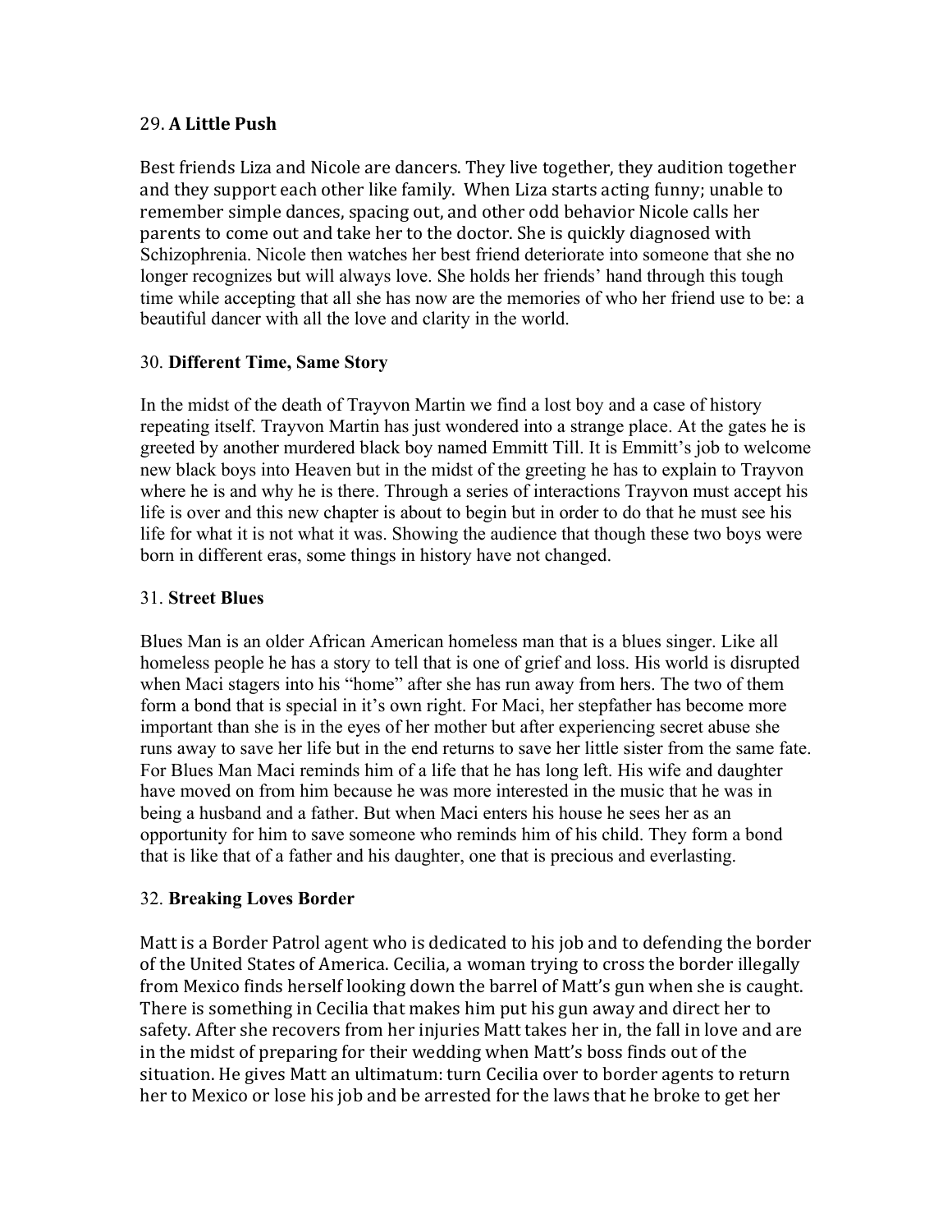29. **A Little Push**

Best friends Liza and Nicole are dancers. They live together, they audition together and they support each other like family. When Liza starts acting funny; unable to remember simple dances, spacing out, and other odd behavior Nicole calls her parents to come out and take her to the doctor. She is quickly diagnosed with Schizophrenia. Nicole then watches her best friend deteriorate into someone that she no longer recognizes but will always love. She holds her friends' hand through this tough time while accepting that all she has now are the memories of who her friend use to be: a beautiful dancer with all the love and clarity in the world.

30. **Different Time, Same Story**

In the midst of the death of Trayvon Martin we find a lost boy and a case of history repeating itself. Trayvon Martin has just wondered into a strange place. At the gates he is greeted by another murdered black boy named Emmitt Till. It is Emmitt's job to welcome new black boys into Heaven but in the midst of the greeting he has to explain to Trayvon where he is and why he is there. Through a series of interactions Trayvon must accept his life is over and this new chapter is about to begin but in order to do that he must see his life for what it is not what it was. Showing the audience that though these two boys were born in different eras, some things in history have not changed.

31. **Street Blues**

Blues Man is an older African American homeless man that is a blues singer. Like all homeless people he has a story to tell that is one of grief and loss. His world is disrupted when Maci stagers into his "home" after she has run away from hers. The two of them form a bond that is special in it's own right. For Maci, her stepfather has become more important than she is in the eyes of her mother but after experiencing secret abuse she runs away to save her life but in the end returns to save her little sister from the same fate. For Blues Man Maci reminds him of a life that he has long left. His wife and daughter have moved on from him because he was more interested in the music that he was in being a husband and a father. But when Maci enters his house he sees her as an opportunity for him to save someone who reminds him of his child. They form a bond that is like that of a father and his daughter, one that is precious and everlasting.

32. **Breaking Loves Border**

Matt is a Border Patrol agent who is dedicated to his job and to defending the border of the United States of America. Cecilia, a woman trying to cross the border illegally from Mexico finds herself looking down the barrel of Matt's gun when she is caught. There is something in Cecilia that makes him put his gun away and direct her to safety. After she recovers from her injuries Matt takes her in, the fall in love and are in the midst of preparing for their wedding when Matt's boss finds out of the situation. He gives Matt an ultimatum: turn Cecilia over to border agents to return her to Mexico or lose his job and be arrested for the laws that he broke to get her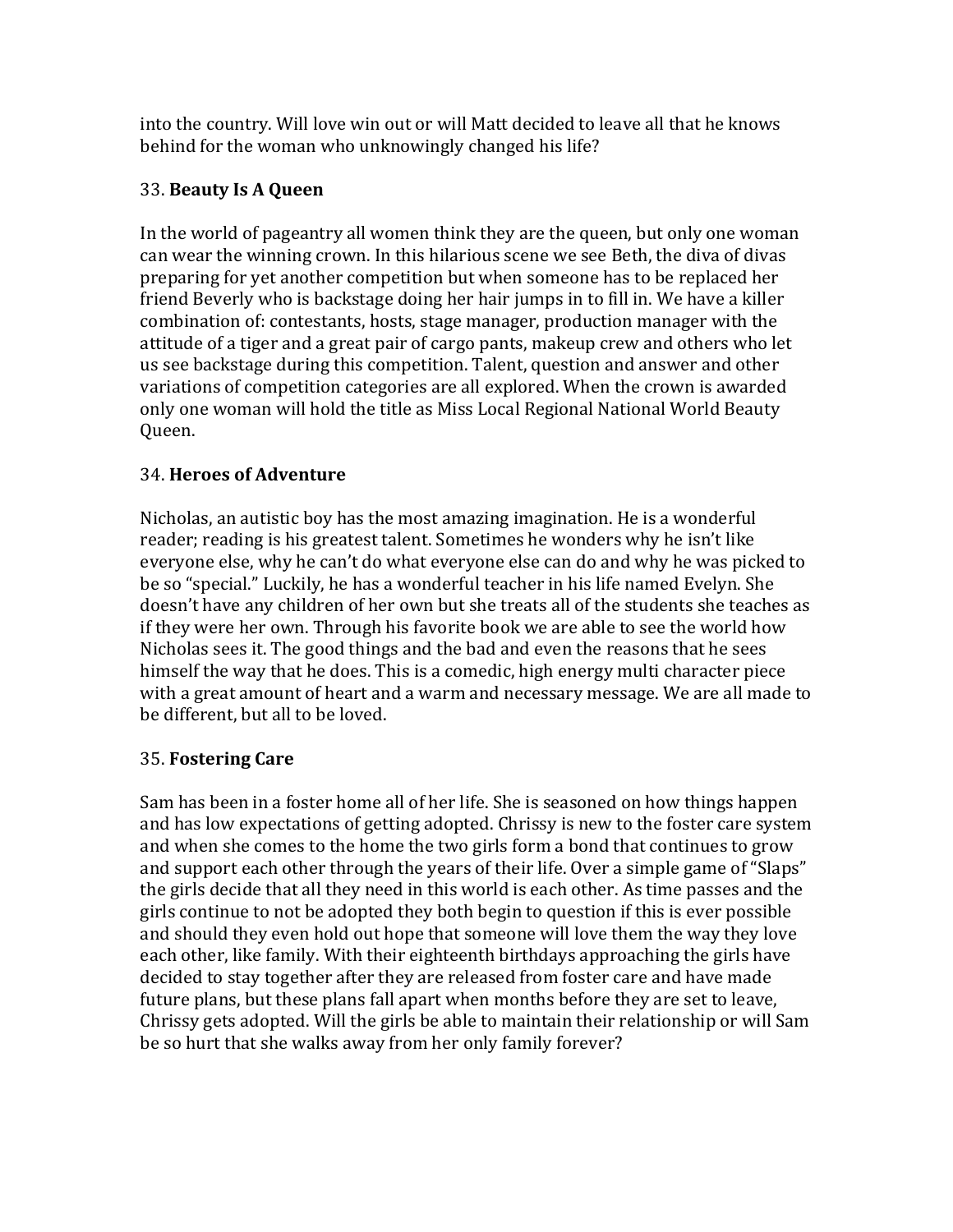into the country. Will love win out or will Matt decided to leave all that he knows behind for the woman who unknowingly changed his life?

33. **Beauty Is A Queen**

In the world of pageantry all women think they are the queen, but only one woman can wear the winning crown. In this hilarious scene we see Beth, the diva of divas preparing for yet another competition but when someone has to be replaced her friend Beverly who is backstage doing her hair jumps in to fill in. We have a killer combination of: contestants, hosts, stage manager, production manager with the attitude of a tiger and a great pair of cargo pants, makeup crew and others who let us see backstage during this competition. Talent, question and answer and other variations of competition categories are all explored. When the crown is awarded only one woman will hold the title as Miss Local Regional National World Beauty Queen.

34. **Heroes of Adventure**

Nicholas, an autistic boy has the most amazing imagination. He is a wonderful reader; reading is his greatest talent. Sometimes he wonders why he isn't like everyone else, why he can't do what everyone else can do and why he was picked to be so "special." Luckily, he has a wonderful teacher in his life named Evelyn. She doesn't have any children of her own but she treats all of the students she teaches as if they were her own. Through his favorite book we are able to see the world how Nicholas sees it. The good things and the bad and even the reasons that he sees himself the way that he does. This is a comedic, high energy multi character piece with a great amount of heart and a warm and necessary message. We are all made to be different, but all to be loved.

35. **Fostering Care**

Sam has been in a foster home all of her life. She is seasoned on how things happen and has low expectations of getting adopted. Chrissy is new to the foster care system and when she comes to the home the two girls form a bond that continues to grow and support each other through the years of their life. Over a simple game of "Slaps" the girls decide that all they need in this world is each other. As time passes and the girls continue to not be adopted they both begin to question if this is ever possible and should they even hold out hope that someone will love them the way they love each other, like family. With their eighteenth birthdays approaching the girls have decided to stay together after they are released from foster care and have made future plans, but these plans fall apart when months before they are set to leave, Chrissy gets adopted. Will the girls be able to maintain their relationship or will Sam be so hurt that she walks away from her only family forever?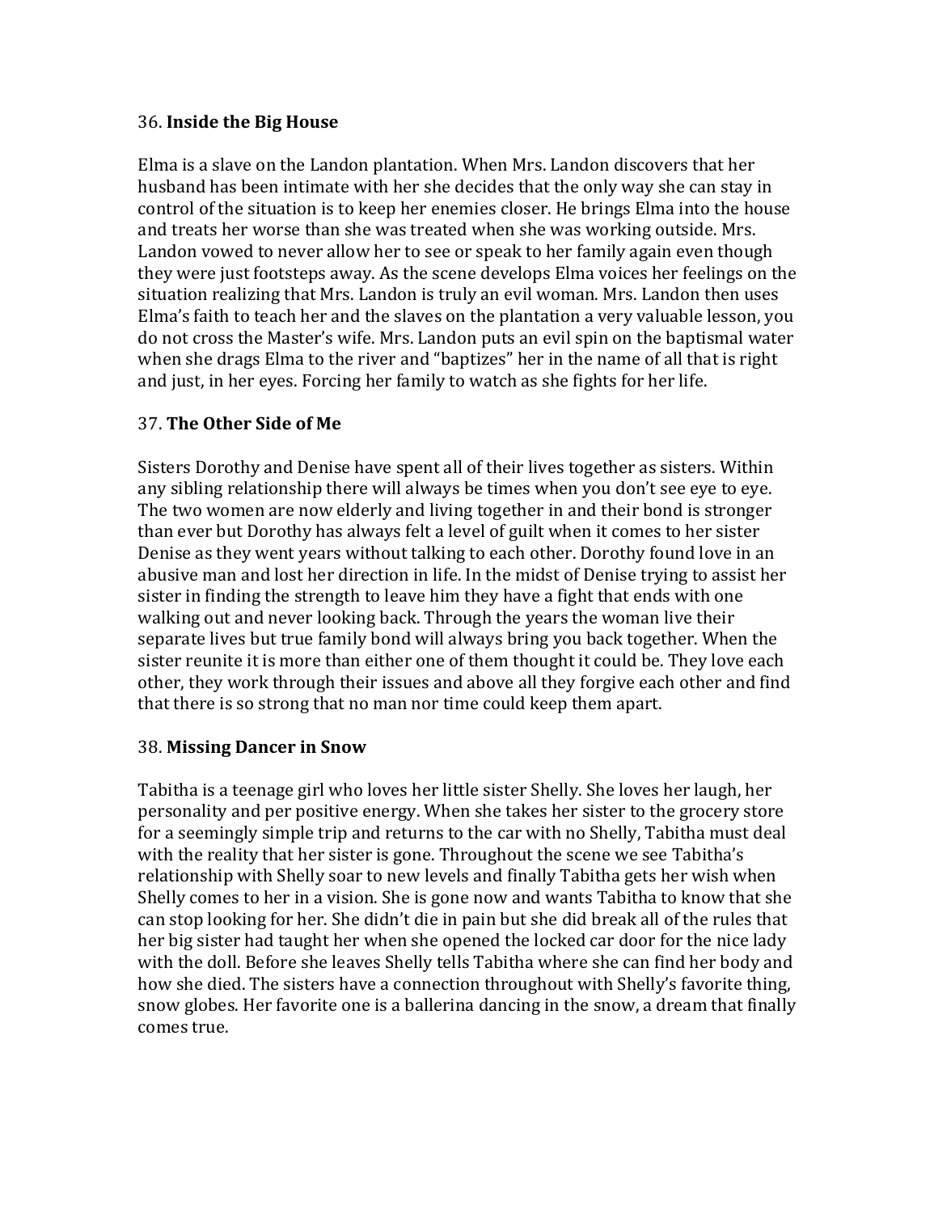36. **Inside the Big House**

Elma is a slave on the Landon plantation. When Mrs. Landon discovers that her husband has been intimate with her she decides that the only way she can stay in control of the situation is to keep her enemies closer. He brings Elma into the house and treats her worse than she was treated when she was working outside. Mrs. Landon vowed to never allow her to see or speak to her family again even though they were just footsteps away. As the scene develops Elma voices her feelings on the situation realizing that Mrs. Landon is truly an evil woman. Mrs. Landon then uses Elma's faith to teach her and the slaves on the plantation a very valuable lesson, you do not cross the Master's wife. Mrs. Landon puts an evil spin on the baptismal water when she drags Elma to the river and "baptizes" her in the name of all that is right and just, in her eyes. Forcing her family to watch as she fights for her life.

37. **The Other Side of Me**

Sisters Dorothy and Denise have spent all of their lives together as sisters. Within any sibling relationship there will always be times when you don't see eye to eye. The two women are now elderly and living together in and their bond is stronger than ever but Dorothy has always felt a level of guilt when it comes to her sister Denise as they went years without talking to each other. Dorothy found love in an abusive man and lost her direction in life. In the midst of Denise trying to assist her sister in finding the strength to leave him they have a fight that ends with one walking out and never looking back. Through the years the woman live their separate lives but true family bond will always bring you back together. When the sister reunite it is more than either one of them thought it could be. They love each other, they work through their issues and above all they forgive each other and find that there is so strong that no man nor time could keep them apart.

38. **Missing Dancer in Snow**

Tabitha is a teenage girl who loves her little sister Shelly. She loves her laugh, her personality and per positive energy. When she takes her sister to the grocery store for a seemingly simple trip and returns to the car with no Shelly, Tabitha must deal with the reality that her sister is gone. Throughout the scene we see Tabitha's relationship with Shelly soar to new levels and finally Tabitha gets her wish when Shelly comes to her in a vision. She is gone now and wants Tabitha to know that she can stop looking for her. She didn't die in pain but she did break all of the rules that her big sister had taught her when she opened the locked car door for the nice lady with the doll. Before she leaves Shelly tells Tabitha where she can find her body and how she died. The sisters have a connection throughout with Shelly's favorite thing, snow globes. Her favorite one is a ballerina dancing in the snow, a dream that finally comes true.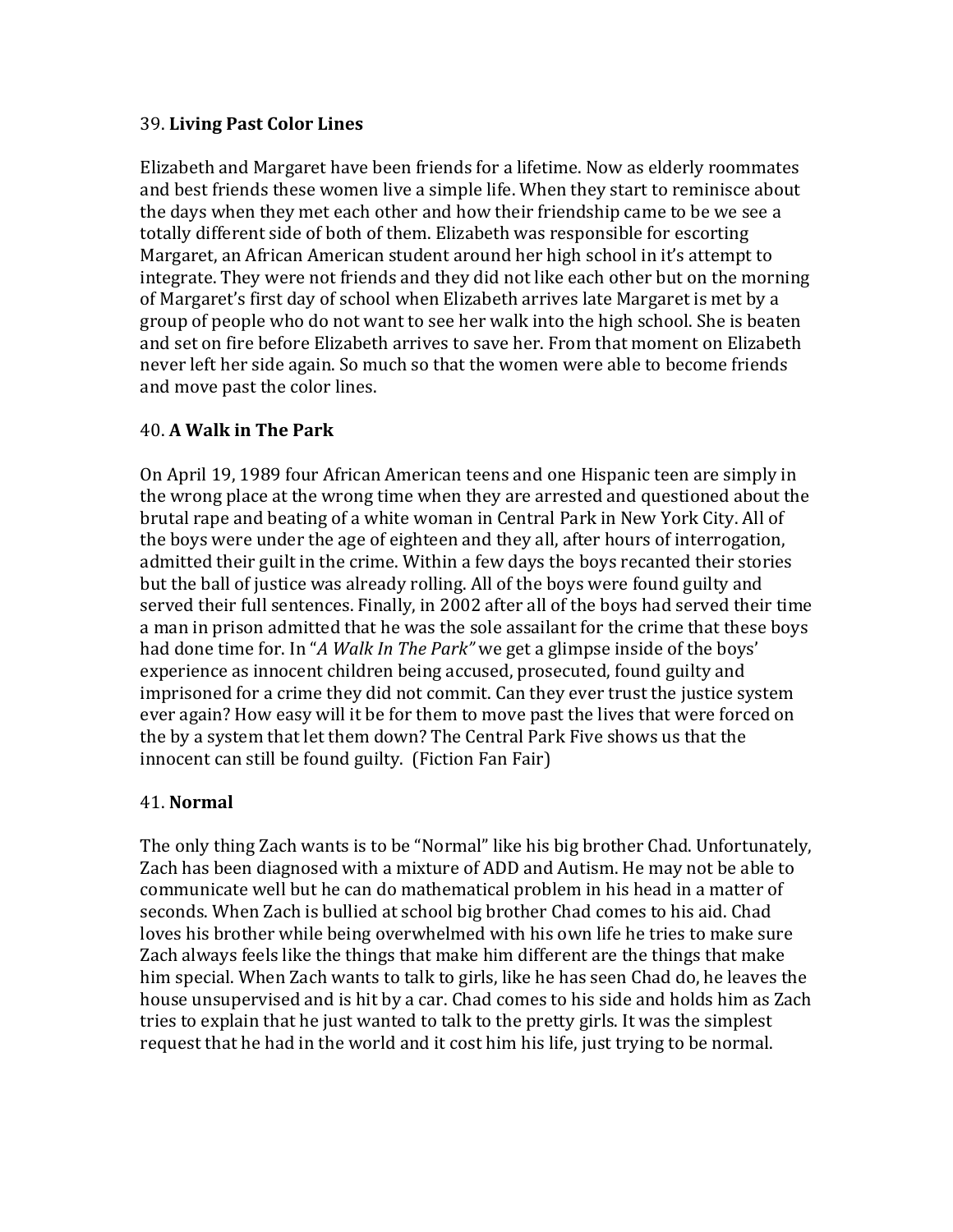39. **Living Past Color Lines**

Elizabeth and Margaret have been friends for a lifetime. Now as elderly roommates and best friends these women live a simple life. When they start to reminisce about the days when they met each other and how their friendship came to be we see a totally different side of both of them. Elizabeth was responsible for escorting Margaret, an African American student around her high school in it's attempt to integrate. They were not friends and they did not like each other but on the morning of Margaret's first day of school when Elizabeth arrives late Margaret is met by a group of people who do not want to see her walk into the high school. She is beaten and set on fire before Elizabeth arrives to save her. From that moment on Elizabeth never left her side again. So much so that the women were able to become friends and move past the color lines.

40. **A Walk in The Park**

On April 19, 1989 four African American teens and one Hispanic teen are simply in the wrong place at the wrong time when they are arrested and questioned about the brutal rape and beating of a white woman in Central Park in New York City. All of the boys were under the age of eighteen and they all, after hours of interrogation, admitted their guilt in the crime. Within a few days the boys recanted their stories but the ball of justice was already rolling. All of the boys were found guilty and served their full sentences. Finally, in 2002 after all of the boys had served their time a man in prison admitted that he was the sole assailant for the crime that these boys had done time for. In "*A Walk In The Park"* we get a glimpse inside of the boys' experience as innocent children being accused, prosecuted, found guilty and imprisoned for a crime they did not commit. Can they ever trust the justice system ever again? How easy will it be for them to move past the lives that were forced on the by a system that let them down? The Central Park Five shows us that the innocent can still be found guilty. (Fiction Fan Fair)

41. **Normal**

The only thing Zach wants is to be "Normal" like his big brother Chad. Unfortunately, Zach has been diagnosed with a mixture of ADD and Autism. He may not be able to communicate well but he can do mathematical problem in his head in a matter of seconds. When Zach is bullied at school big brother Chad comes to his aid. Chad loves his brother while being overwhelmed with his own life he tries to make sure Zach always feels like the things that make him different are the things that make him special. When Zach wants to talk to girls, like he has seen Chad do, he leaves the house unsupervised and is hit by a car. Chad comes to his side and holds him as Zach tries to explain that he just wanted to talk to the pretty girls. It was the simplest request that he had in the world and it cost him his life, just trying to be normal.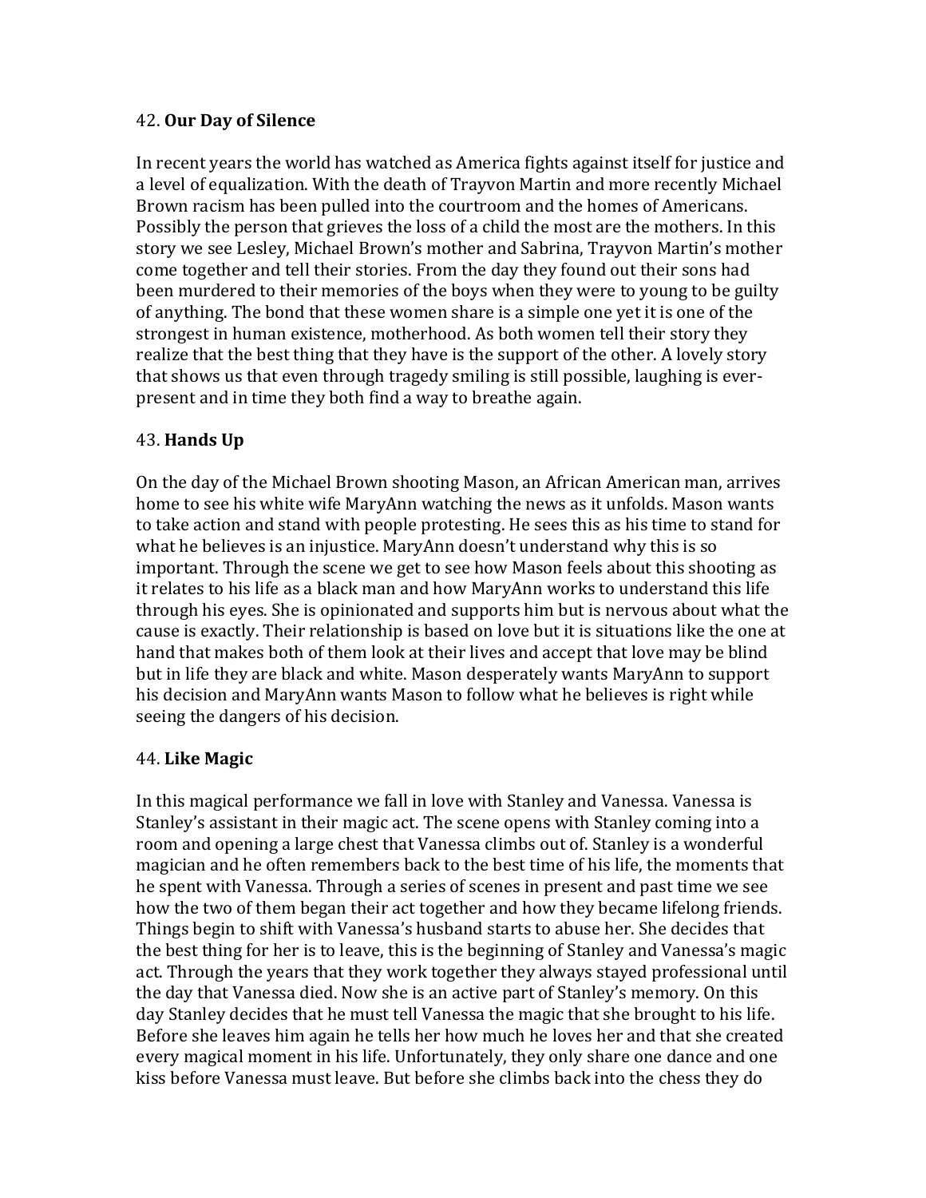42. **Our Day of Silence**

In recent years the world has watched as America fights against itself for justice and a level of equalization. With the death of Trayvon Martin and more recently Michael Brown racism has been pulled into the courtroom and the homes of Americans. Possibly the person that grieves the loss of a child the most are the mothers. In this story we see Lesley, Michael Brown's mother and Sabrina, Trayvon Martin's mother come together and tell their stories. From the day they found out their sons had been murdered to their memories of the boys when they were to young to be guilty of anything. The bond that these women share is a simple one yet it is one of the strongest in human existence, motherhood. As both women tell their story they realize that the best thing that they have is the support of the other. A lovely story that shows us that even through tragedy smiling is still possible, laughing is ever-present and in time they both find a way to breathe again.

43. **Hands Up**

On the day of the Michael Brown shooting Mason, an African American man, arrives home to see his white wife MaryAnn watching the news as it unfolds. Mason wants to take action and stand with people protesting. He sees this as his time to stand for what he believes is an injustice. MaryAnn doesn't understand why this is so important. Through the scene we get to see how Mason feels about this shooting as it relates to his life as a black man and how MaryAnn works to understand this life through his eyes. She is opinionated and supports him but is nervous about what the cause is exactly. Their relationship is based on love but it is situations like the one at hand that makes both of them look at their lives and accept that love may be blind but in life they are black and white. Mason desperately wants MaryAnn to support his decision and MaryAnn wants Mason to follow what he believes is right while seeing the dangers of his decision.

44. **Like Magic**

In this magical performance we fall in love with Stanley and Vanessa. Vanessa is Stanley's assistant in their magic act. The scene opens with Stanley coming into a room and opening a large chest that Vanessa climbs out of. Stanley is a wonderful magician and he often remembers back to the best time of his life, the moments that he spent with Vanessa. Through a series of scenes in present and past time we see how the two of them began their act together and how they became lifelong friends. Things begin to shift with Vanessa's husband starts to abuse her. She decides that the best thing for her is to leave, this is the beginning of Stanley and Vanessa's magic act. Through the years that they work together they always stayed professional until the day that Vanessa died. Now she is an active part of Stanley's memory. On this day Stanley decides that he must tell Vanessa the magic that she brought to his life. Before she leaves him again he tells her how much he loves her and that she created every magical moment in his life. Unfortunately, they only share one dance and one kiss before Vanessa must leave. But before she climbs back into the chess they do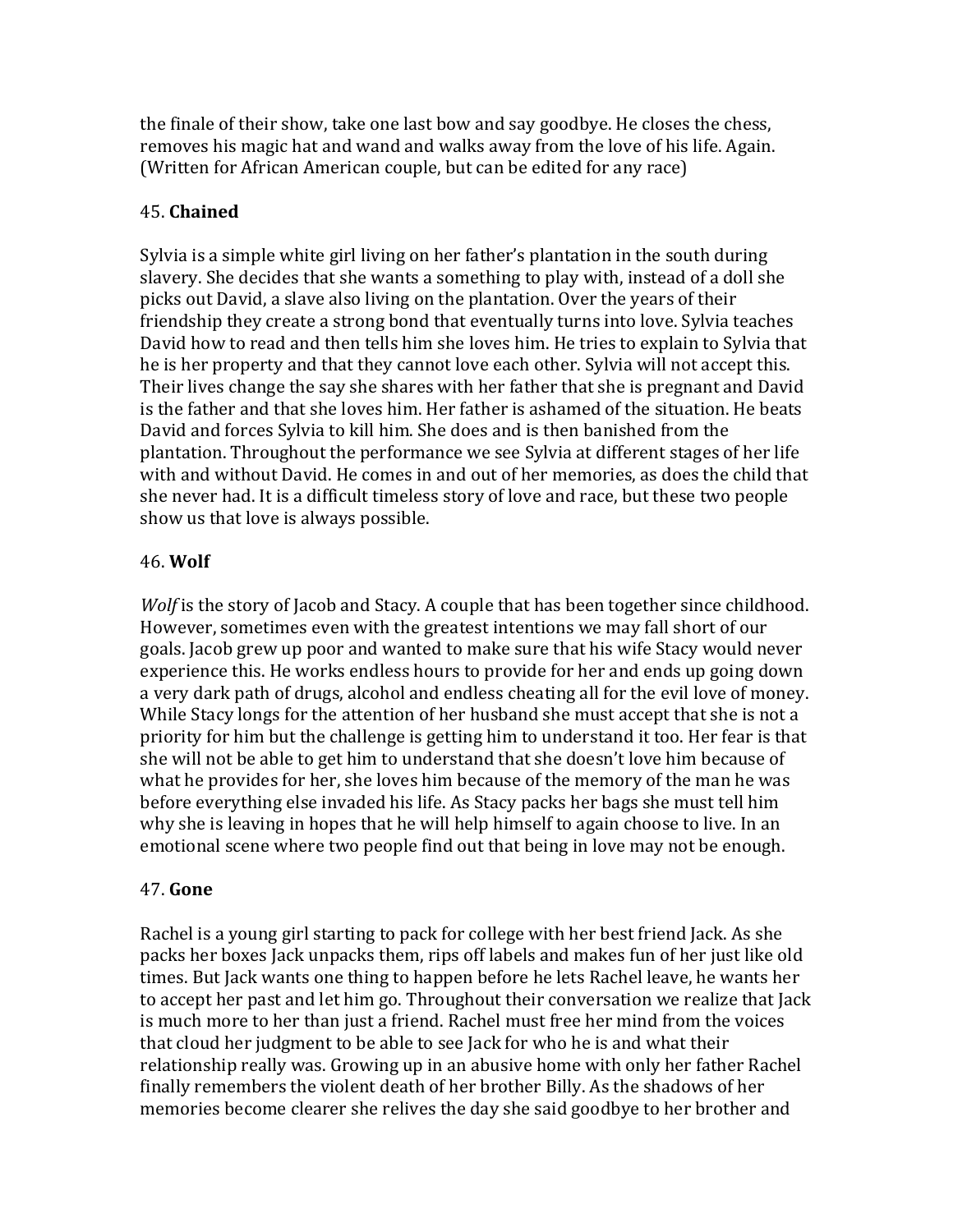the finale of their show, take one last bow and say goodbye. He closes the chess, removes his magic hat and wand and walks away from the love of his life. Again. (Written for African American couple, but can be edited for any race)

45. **Chained**

Sylvia is a simple white girl living on her father's plantation in the south during slavery. She decides that she wants a something to play with, instead of a doll she picks out David, a slave also living on the plantation. Over the years of their friendship they create a strong bond that eventually turns into love. Sylvia teaches David how to read and then tells him she loves him. He tries to explain to Sylvia that he is her property and that they cannot love each other. Sylvia will not accept this. Their lives change the say she shares with her father that she is pregnant and David is the father and that she loves him. Her father is ashamed of the situation. He beats David and forces Sylvia to kill him. She does and is then banished from the plantation. Throughout the performance we see Sylvia at different stages of her life with and without David. He comes in and out of her memories, as does the child that she never had. It is a difficult timeless story of love and race, but these two people show us that love is always possible.

46. **Wolf**

*Wolf* is the story of Jacob and Stacy. A couple that has been together since childhood. However, sometimes even with the greatest intentions we may fall short of our goals. Jacob grew up poor and wanted to make sure that his wife Stacy would never experience this. He works endless hours to provide for her and ends up going down a very dark path of drugs, alcohol and endless cheating all for the evil love of money. While Stacy longs for the attention of her husband she must accept that she is not a priority for him but the challenge is getting him to understand it too. Her fear is that she will not be able to get him to understand that she doesn't love him because of what he provides for her, she loves him because of the memory of the man he was before everything else invaded his life. As Stacy packs her bags she must tell him why she is leaving in hopes that he will help himself to again choose to live. In an emotional scene where two people find out that being in love may not be enough.

47. **Gone**

Rachel is a young girl starting to pack for college with her best friend Jack. As she packs her boxes Jack unpacks them, rips off labels and makes fun of her just like old times. But Jack wants one thing to happen before he lets Rachel leave, he wants her to accept her past and let him go. Throughout their conversation we realize that Jack is much more to her than just a friend. Rachel must free her mind from the voices that cloud her judgment to be able to see Jack for who he is and what their relationship really was. Growing up in an abusive home with only her father Rachel finally remembers the violent death of her brother Billy. As the shadows of her memories become clearer she relives the day she said goodbye to her brother and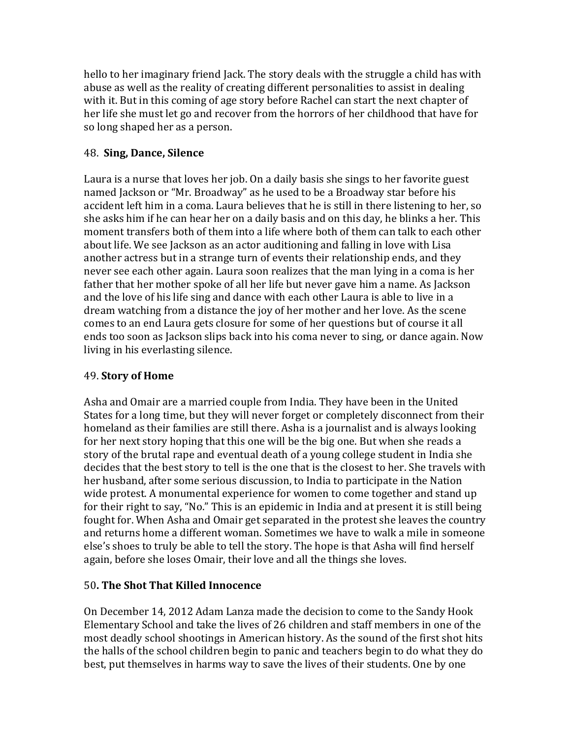hello to her imaginary friend Jack. The story deals with the struggle a child has with abuse as well as the reality of creating different personalities to assist in dealing with it. But in this coming of age story before Rachel can start the next chapter of her life she must let go and recover from the horrors of her childhood that have for so long shaped her as a person.

48. **Sing, Dance, Silence**

Laura is a nurse that loves her job. On a daily basis she sings to her favorite guest named Jackson or "Mr. Broadway" as he used to be a Broadway star before his accident left him in a coma. Laura believes that he is still in there listening to her, so she asks him if he can hear her on a daily basis and on this day, he blinks a her. This moment transfers both of them into a life where both of them can talk to each other about life. We see Jackson as an actor auditioning and falling in love with Lisa another actress but in a strange turn of events their relationship ends, and they never see each other again. Laura soon realizes that the man lying in a coma is her father that her mother spoke of all her life but never gave him a name. As Jackson and the love of his life sing and dance with each other Laura is able to live in a dream watching from a distance the joy of her mother and her love. As the scene comes to an end Laura gets closure for some of her questions but of course it all ends too soon as Jackson slips back into his coma never to sing, or dance again. Now living in his everlasting silence.

49. **Story of Home**

Asha and Omair are a married couple from India. They have been in the United States for a long time, but they will never forget or completely disconnect from their homeland as their families are still there. Asha is a journalist and is always looking for her next story hoping that this one will be the big one. But when she reads a story of the brutal rape and eventual death of a young college student in India she decides that the best story to tell is the one that is the closest to her. She travels with her husband, after some serious discussion, to India to participate in the Nation wide protest. A monumental experience for women to come together and stand up for their right to say, "No." This is an epidemic in India and at present it is still being fought for. When Asha and Omair get separated in the protest she leaves the country and returns home a different woman. Sometimes we have to walk a mile in someone else's shoes to truly be able to tell the story. The hope is that Asha will find herself again, before she loses Omair, their love and all the things she loves.

50**. The Shot That Killed Innocence**

On December 14, 2012 Adam Lanza made the decision to come to the Sandy Hook Elementary School and take the lives of 26 children and staff members in one of the most deadly school shootings in American history. As the sound of the first shot hits the halls of the school children begin to panic and teachers begin to do what they do best, put themselves in harms way to save the lives of their students. One by one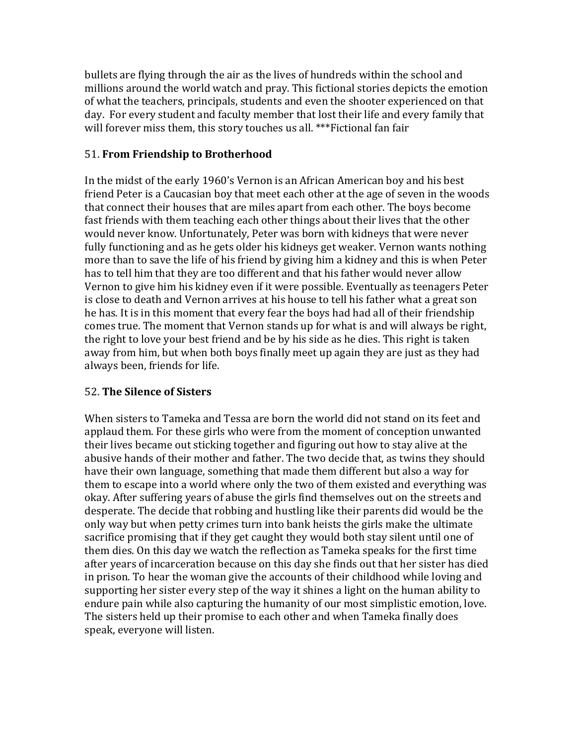bullets are flying through the air as the lives of hundreds within the school and millions around the world watch and pray. This fictional stories depicts the emotion of what the teachers, principals, students and even the shooter experienced on that day. For every student and faculty member that lost their life and every family that will forever miss them, this story touches us all. ***Fictional fan fair

51. **From Friendship to Brotherhood**

In the midst of the early 1960's Vernon is an African American boy and his best friend Peter is a Caucasian boy that meet each other at the age of seven in the woods that connect their houses that are miles apart from each other. The boys become fast friends with them teaching each other things about their lives that the other would never know. Unfortunately, Peter was born with kidneys that were never fully functioning and as he gets older his kidneys get weaker. Vernon wants nothing more than to save the life of his friend by giving him a kidney and this is when Peter has to tell him that they are too different and that his father would never allow Vernon to give him his kidney even if it were possible. Eventually as teenagers Peter is close to death and Vernon arrives at his house to tell his father what a great son he has. It is in this moment that every fear the boys had had all of their friendship comes true. The moment that Vernon stands up for what is and will always be right, the right to love your best friend and be by his side as he dies. This right is taken away from him, but when both boys finally meet up again they are just as they had always been, friends for life.

52. **The Silence of Sisters**

When sisters to Tameka and Tessa are born the world did not stand on its feet and applaud them. For these girls who were from the moment of conception unwanted their lives became out sticking together and figuring out how to stay alive at the abusive hands of their mother and father. The two decide that, as twins they should have their own language, something that made them different but also a way for them to escape into a world where only the two of them existed and everything was okay. After suffering years of abuse the girls find themselves out on the streets and desperate. The decide that robbing and hustling like their parents did would be the only way but when petty crimes turn into bank heists the girls make the ultimate sacrifice promising that if they get caught they would both stay silent until one of them dies. On this day we watch the reflection as Tameka speaks for the first time after years of incarceration because on this day she finds out that her sister has died in prison. To hear the woman give the accounts of their childhood while loving and supporting her sister every step of the way it shines a light on the human ability to endure pain while also capturing the humanity of our most simplistic emotion, love. The sisters held up their promise to each other and when Tameka finally does speak, everyone will listen.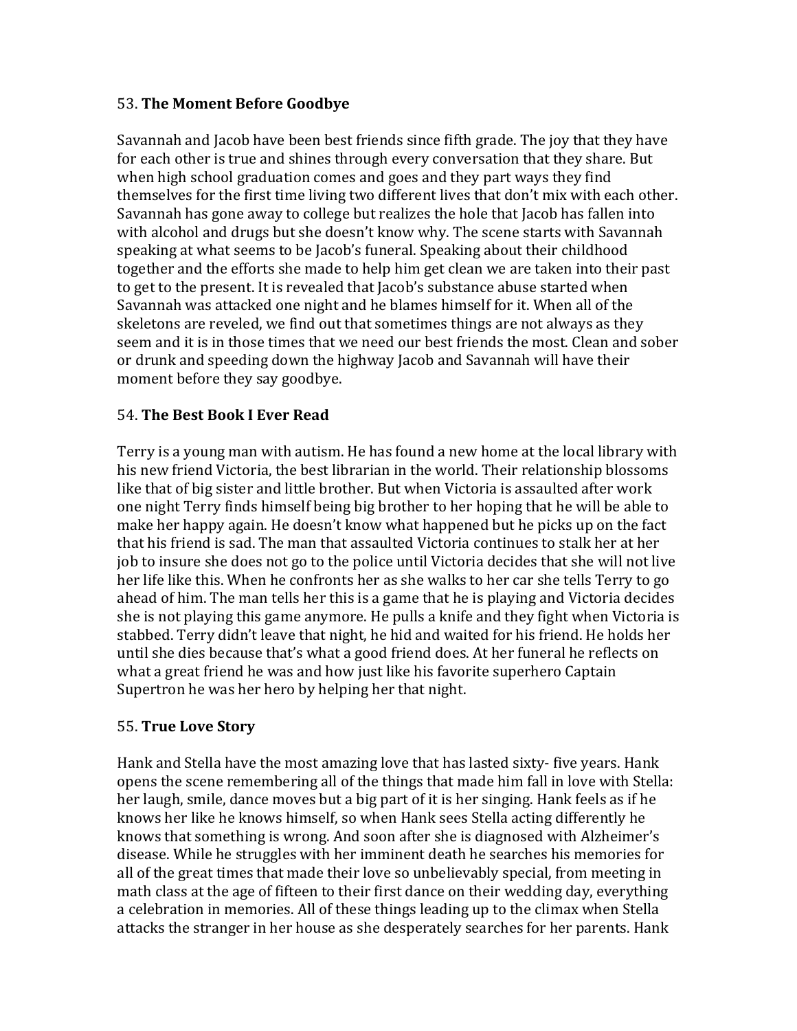53. **The Moment Before Goodbye**

Savannah and Jacob have been best friends since fifth grade. The joy that they have for each other is true and shines through every conversation that they share. But when high school graduation comes and goes and they part ways they find themselves for the first time living two different lives that don't mix with each other. Savannah has gone away to college but realizes the hole that Jacob has fallen into with alcohol and drugs but she doesn't know why. The scene starts with Savannah speaking at what seems to be Jacob's funeral. Speaking about their childhood together and the efforts she made to help him get clean we are taken into their past to get to the present. It is revealed that Jacob's substance abuse started when Savannah was attacked one night and he blames himself for it. When all of the skeletons are reveled, we find out that sometimes things are not always as they seem and it is in those times that we need our best friends the most. Clean and sober or drunk and speeding down the highway Jacob and Savannah will have their moment before they say goodbye.

54. **The Best Book I Ever Read**

Terry is a young man with autism. He has found a new home at the local library with his new friend Victoria, the best librarian in the world. Their relationship blossoms like that of big sister and little brother. But when Victoria is assaulted after work one night Terry finds himself being big brother to her hoping that he will be able to make her happy again. He doesn't know what happened but he picks up on the fact that his friend is sad. The man that assaulted Victoria continues to stalk her at her job to insure she does not go to the police until Victoria decides that she will not live her life like this. When he confronts her as she walks to her car she tells Terry to go ahead of him. The man tells her this is a game that he is playing and Victoria decides she is not playing this game anymore. He pulls a knife and they fight when Victoria is stabbed. Terry didn't leave that night, he hid and waited for his friend. He holds her until she dies because that's what a good friend does. At her funeral he reflects on what a great friend he was and how just like his favorite superhero Captain Supertron he was her hero by helping her that night.

55. **True Love Story**

Hank and Stella have the most amazing love that has lasted sixty- five years. Hank opens the scene remembering all of the things that made him fall in love with Stella: her laugh, smile, dance moves but a big part of it is her singing. Hank feels as if he knows her like he knows himself, so when Hank sees Stella acting differently he knows that something is wrong. And soon after she is diagnosed with Alzheimer's disease. While he struggles with her imminent death he searches his memories for all of the great times that made their love so unbelievably special, from meeting in math class at the age of fifteen to their first dance on their wedding day, everything a celebration in memories. All of these things leading up to the climax when Stella attacks the stranger in her house as she desperately searches for her parents. Hank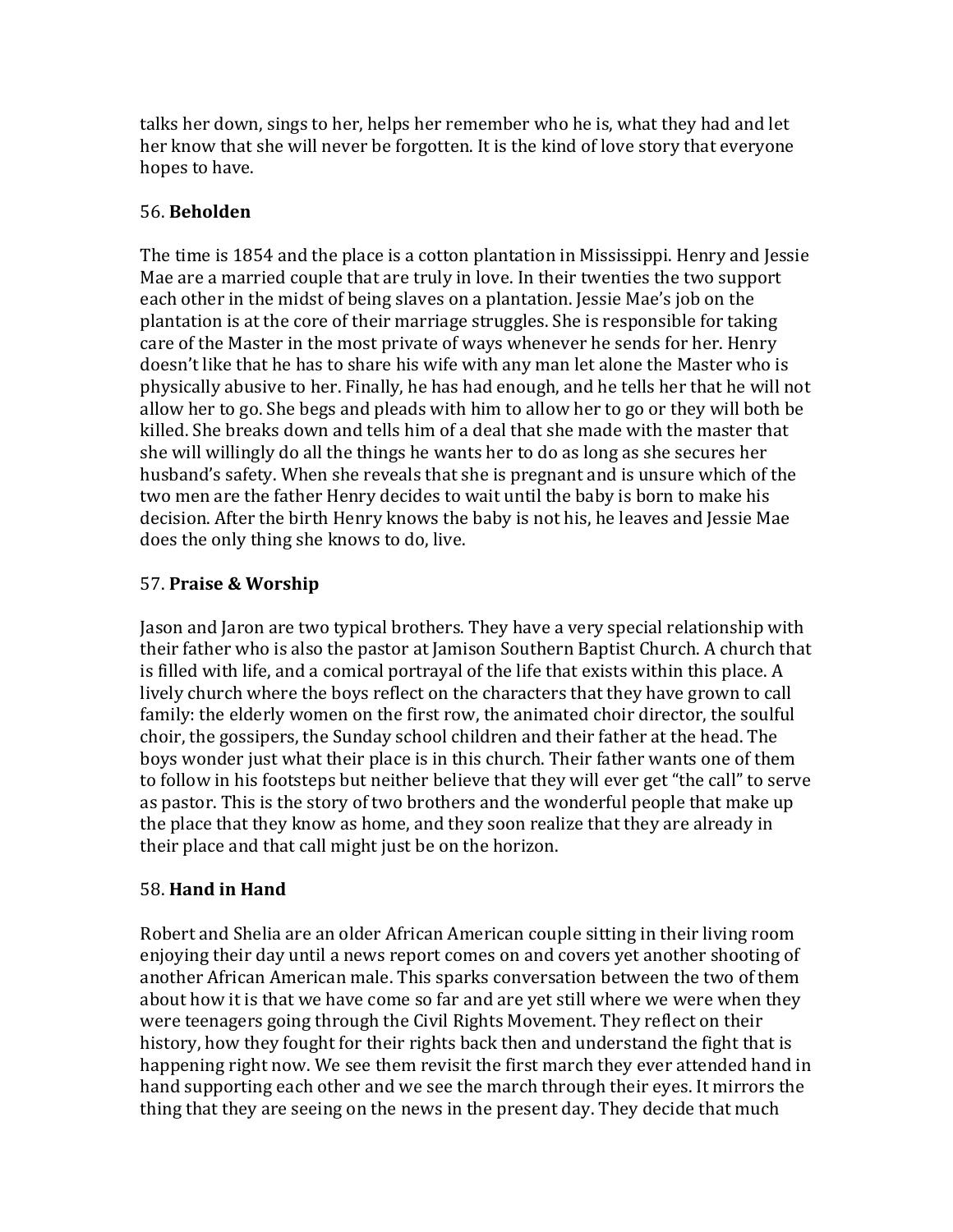talks her down, sings to her, helps her remember who he is, what they had and let her know that she will never be forgotten. It is the kind of love story that everyone hopes to have.

56. **Beholden**

The time is 1854 and the place is a cotton plantation in Mississippi. Henry and Jessie Mae are a married couple that are truly in love. In their twenties the two support each other in the midst of being slaves on a plantation. Jessie Mae's job on the plantation is at the core of their marriage struggles. She is responsible for taking care of the Master in the most private of ways whenever he sends for her. Henry doesn't like that he has to share his wife with any man let alone the Master who is physically abusive to her. Finally, he has had enough, and he tells her that he will not allow her to go. She begs and pleads with him to allow her to go or they will both be killed. She breaks down and tells him of a deal that she made with the master that she will willingly do all the things he wants her to do as long as she secures her husband's safety. When she reveals that she is pregnant and is unsure which of the two men are the father Henry decides to wait until the baby is born to make his decision. After the birth Henry knows the baby is not his, he leaves and Jessie Mae does the only thing she knows to do, live.

57. **Praise & Worship**

Jason and Jaron are two typical brothers. They have a very special relationship with their father who is also the pastor at Jamison Southern Baptist Church. A church that is filled with life, and a comical portrayal of the life that exists within this place. A lively church where the boys reflect on the characters that they have grown to call family: the elderly women on the first row, the animated choir director, the soulful choir, the gossipers, the Sunday school children and their father at the head. The boys wonder just what their place is in this church. Their father wants one of them to follow in his footsteps but neither believe that they will ever get "the call" to serve as pastor. This is the story of two brothers and the wonderful people that make up the place that they know as home, and they soon realize that they are already in their place and that call might just be on the horizon.

58. **Hand in Hand**

Robert and Shelia are an older African American couple sitting in their living room enjoying their day until a news report comes on and covers yet another shooting of another African American male. This sparks conversation between the two of them about how it is that we have come so far and are yet still where we were when they were teenagers going through the Civil Rights Movement. They reflect on their history, how they fought for their rights back then and understand the fight that is happening right now. We see them revisit the first march they ever attended hand in hand supporting each other and we see the march through their eyes. It mirrors the thing that they are seeing on the news in the present day. They decide that much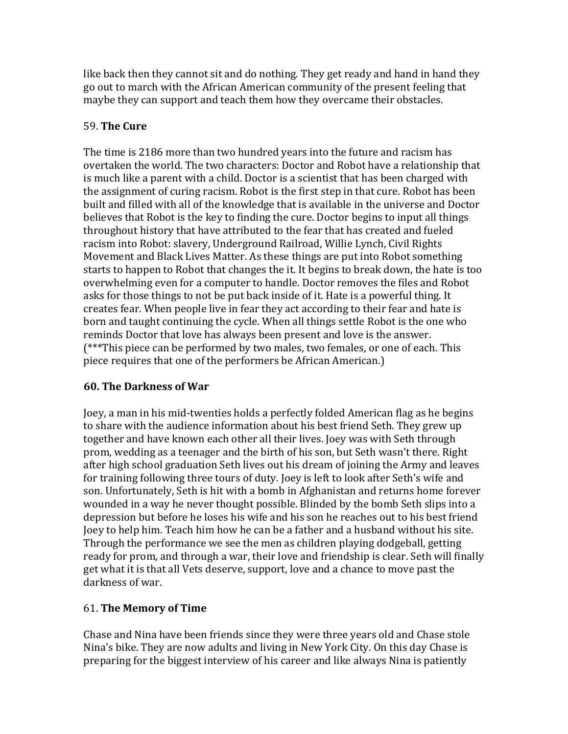like back then they cannot sit and do nothing. They get ready and hand in hand they go out to march with the African American community of the present feeling that maybe they can support and teach them how they overcame their obstacles.

59. **The Cure**

The time is 2186 more than two hundred years into the future and racism has overtaken the world. The two characters: Doctor and Robot have a relationship that is much like a parent with a child. Doctor is a scientist that has been charged with the assignment of curing racism. Robot is the first step in that cure. Robot has been built and filled with all of the knowledge that is available in the universe and Doctor believes that Robot is the key to finding the cure. Doctor begins to input all things throughout history that have attributed to the fear that has created and fueled racism into Robot: slavery, Underground Railroad, Willie Lynch, Civil Rights Movement and Black Lives Matter. As these things are put into Robot something starts to happen to Robot that changes the it. It begins to break down, the hate is too overwhelming even for a computer to handle. Doctor removes the files and Robot asks for those things to not be put back inside of it. Hate is a powerful thing. It creates fear. When people live in fear they act according to their fear and hate is born and taught continuing the cycle. When all things settle Robot is the one who reminds Doctor that love has always been present and love is the answer. (***This piece can be performed by two males, two females, or one of each. This piece requires that one of the performers be African American.)

**60. The Darkness of War**

Joey, a man in his mid-twenties holds a perfectly folded American flag as he begins to share with the audience information about his best friend Seth. They grew up together and have known each other all their lives. Joey was with Seth through prom, wedding as a teenager and the birth of his son, but Seth wasn't there. Right after high school graduation Seth lives out his dream of joining the Army and leaves for training following three tours of duty. Joey is left to look after Seth's wife and son. Unfortunately, Seth is hit with a bomb in Afghanistan and returns home forever wounded in a way he never thought possible. Blinded by the bomb Seth slips into a depression but before he loses his wife and his son he reaches out to his best friend Joey to help him. Teach him how he can be a father and a husband without his site. Through the performance we see the men as children playing dodgeball, getting ready for prom, and through a war, their love and friendship is clear. Seth will finally get what it is that all Vets deserve, support, love and a chance to move past the darkness of war.

61. **The Memory of Time**

Chase and Nina have been friends since they were three years old and Chase stole Nina's bike. They are now adults and living in New York City. On this day Chase is preparing for the biggest interview of his career and like always Nina is patiently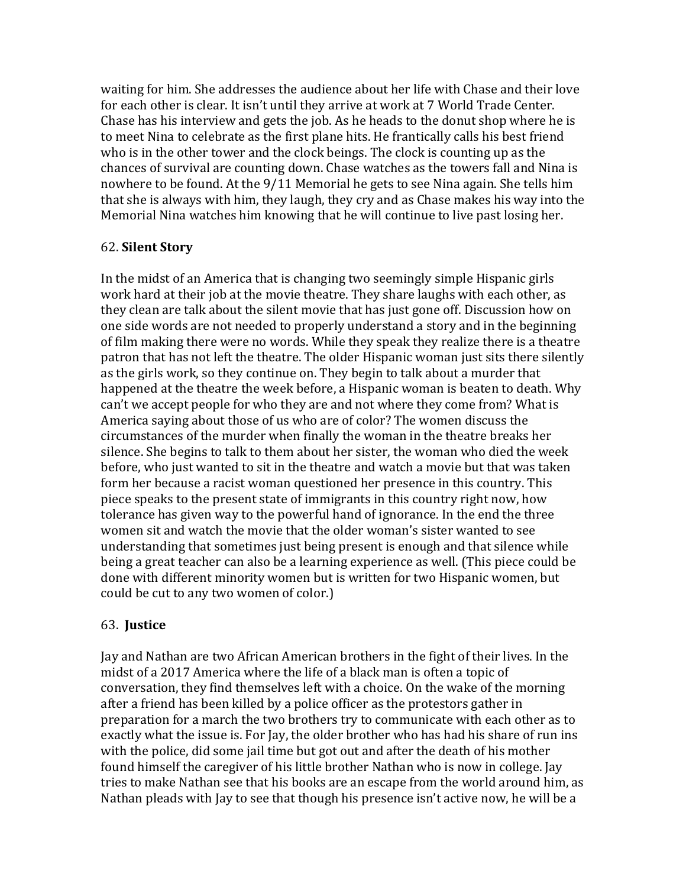waiting for him. She addresses the audience about her life with Chase and their love for each other is clear. It isn't until they arrive at work at 7 World Trade Center. Chase has his interview and gets the job. As he heads to the donut shop where he is to meet Nina to celebrate as the first plane hits. He frantically calls his best friend who is in the other tower and the clock beings. The clock is counting up as the chances of survival are counting down. Chase watches as the towers fall and Nina is nowhere to be found. At the 9/11 Memorial he gets to see Nina again. She tells him that she is always with him, they laugh, they cry and as Chase makes his way into the Memorial Nina watches him knowing that he will continue to live past losing her.

62. **Silent Story**

In the midst of an America that is changing two seemingly simple Hispanic girls work hard at their job at the movie theatre. They share laughs with each other, as they clean are talk about the silent movie that has just gone off. Discussion how on one side words are not needed to properly understand a story and in the beginning of film making there were no words. While they speak they realize there is a theatre patron that has not left the theatre. The older Hispanic woman just sits there silently as the girls work, so they continue on. They begin to talk about a murder that happened at the theatre the week before, a Hispanic woman is beaten to death. Why can't we accept people for who they are and not where they come from? What is America saying about those of us who are of color? The women discuss the circumstances of the murder when finally the woman in the theatre breaks her silence. She begins to talk to them about her sister, the woman who died the week before, who just wanted to sit in the theatre and watch a movie but that was taken form her because a racist woman questioned her presence in this country. This piece speaks to the present state of immigrants in this country right now, how tolerance has given way to the powerful hand of ignorance. In the end the three women sit and watch the movie that the older woman's sister wanted to see understanding that sometimes just being present is enough and that silence while being a great teacher can also be a learning experience as well. (This piece could be done with different minority women but is written for two Hispanic women, but could be cut to any two women of color.)

63. **Justice**

Jay and Nathan are two African American brothers in the fight of their lives. In the midst of a 2017 America where the life of a black man is often a topic of conversation, they find themselves left with a choice. On the wake of the morning after a friend has been killed by a police officer as the protestors gather in preparation for a march the two brothers try to communicate with each other as to exactly what the issue is. For Jay, the older brother who has had his share of run ins with the police, did some jail time but got out and after the death of his mother found himself the caregiver of his little brother Nathan who is now in college. Jay tries to make Nathan see that his books are an escape from the world around him, as Nathan pleads with Jay to see that though his presence isn't active now, he will be a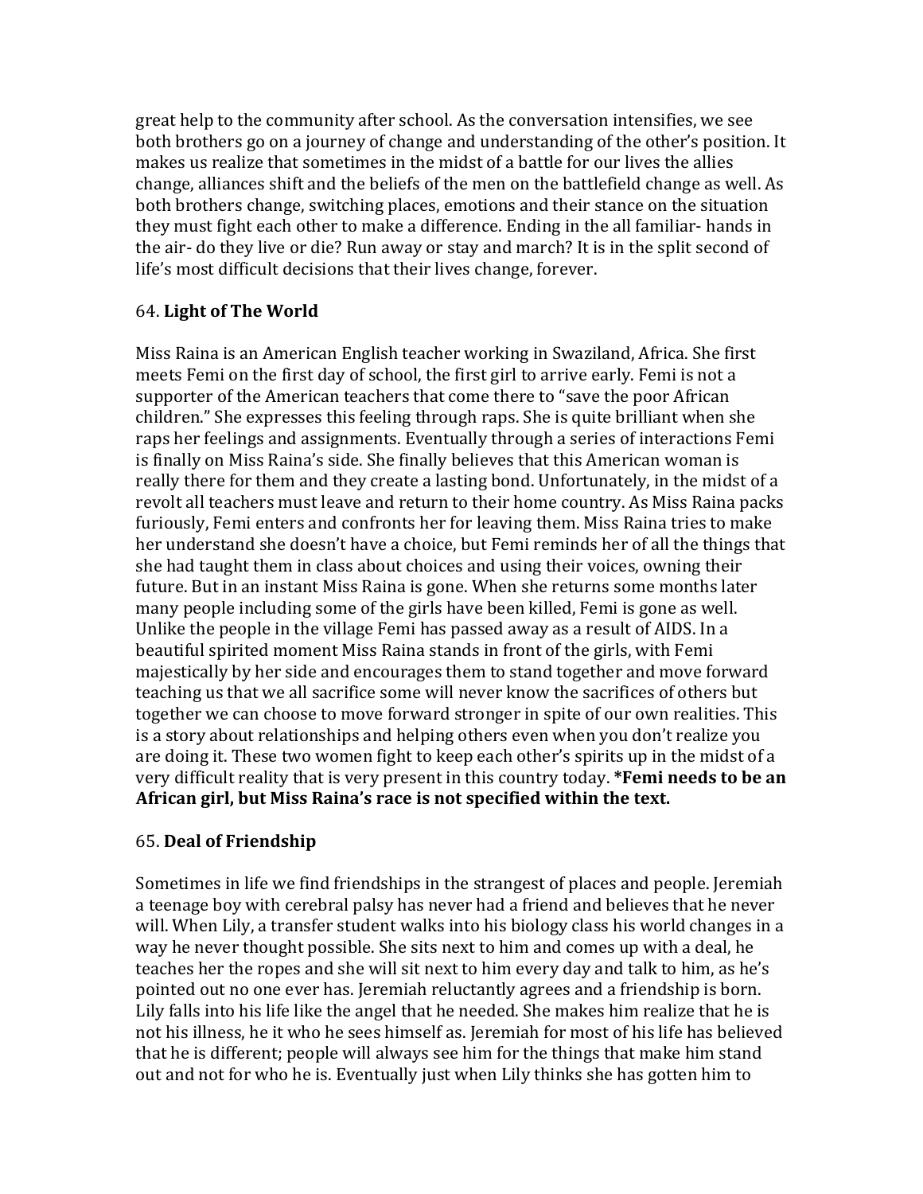great help to the community after school. As the conversation intensifies, we see both brothers go on a journey of change and understanding of the other's position. It makes us realize that sometimes in the midst of a battle for our lives the allies change, alliances shift and the beliefs of the men on the battlefield change as well. As both brothers change, switching places, emotions and their stance on the situation they must fight each other to make a difference. Ending in the all familiar- hands in the air- do they live or die? Run away or stay and march? It is in the split second of life's most difficult decisions that their lives change, forever.

64. **Light of The World**

Miss Raina is an American English teacher working in Swaziland, Africa. She first meets Femi on the first day of school, the first girl to arrive early. Femi is not a supporter of the American teachers that come there to "save the poor African children." She expresses this feeling through raps. She is quite brilliant when she raps her feelings and assignments. Eventually through a series of interactions Femi is finally on Miss Raina's side. She finally believes that this American woman is really there for them and they create a lasting bond. Unfortunately, in the midst of a revolt all teachers must leave and return to their home country. As Miss Raina packs furiously, Femi enters and confronts her for leaving them. Miss Raina tries to make her understand she doesn't have a choice, but Femi reminds her of all the things that she had taught them in class about choices and using their voices, owning their future. But in an instant Miss Raina is gone. When she returns some months later many people including some of the girls have been killed, Femi is gone as well. Unlike the people in the village Femi has passed away as a result of AIDS. In a beautiful spirited moment Miss Raina stands in front of the girls, with Femi majestically by her side and encourages them to stand together and move forward teaching us that we all sacrifice some will never know the sacrifices of others but together we can choose to move forward stronger in spite of our own realities. This is a story about relationships and helping others even when you don't realize you are doing it. These two women fight to keep each other's spirits up in the midst of a very difficult reality that is very present in this country today. ***Femi needs to be an African girl, but Miss Raina's race is not specified within the text.**

65. **Deal of Friendship**

Sometimes in life we find friendships in the strangest of places and people. Jeremiah a teenage boy with cerebral palsy has never had a friend and believes that he never will. When Lily, a transfer student walks into his biology class his world changes in a way he never thought possible. She sits next to him and comes up with a deal, he teaches her the ropes and she will sit next to him every day and talk to him, as he's pointed out no one ever has. Jeremiah reluctantly agrees and a friendship is born. Lily falls into his life like the angel that he needed. She makes him realize that he is not his illness, he it who he sees himself as. Jeremiah for most of his life has believed that he is different; people will always see him for the things that make him stand out and not for who he is. Eventually just when Lily thinks she has gotten him to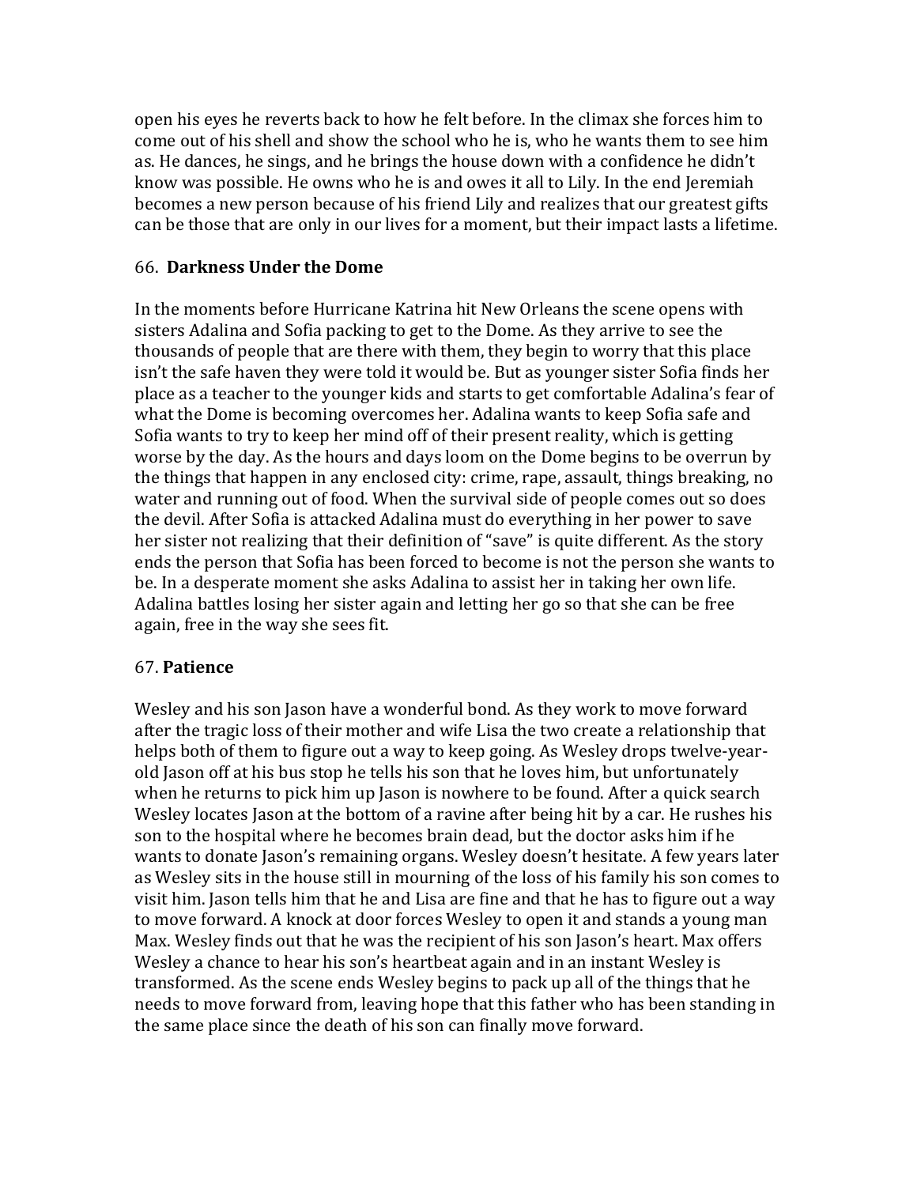open his eyes he reverts back to how he felt before. In the climax she forces him to come out of his shell and show the school who he is, who he wants them to see him as. He dances, he sings, and he brings the house down with a confidence he didn't know was possible. He owns who he is and owes it all to Lily. In the end Jeremiah becomes a new person because of his friend Lily and realizes that our greatest gifts can be those that are only in our lives for a moment, but their impact lasts a lifetime.

66. **Darkness Under the Dome**

In the moments before Hurricane Katrina hit New Orleans the scene opens with sisters Adalina and Sofia packing to get to the Dome. As they arrive to see the thousands of people that are there with them, they begin to worry that this place isn't the safe haven they were told it would be. But as younger sister Sofia finds her place as a teacher to the younger kids and starts to get comfortable Adalina's fear of what the Dome is becoming overcomes her. Adalina wants to keep Sofia safe and Sofia wants to try to keep her mind off of their present reality, which is getting worse by the day. As the hours and days loom on the Dome begins to be overrun by the things that happen in any enclosed city: crime, rape, assault, things breaking, no water and running out of food. When the survival side of people comes out so does the devil. After Sofia is attacked Adalina must do everything in her power to save her sister not realizing that their definition of "save" is quite different. As the story ends the person that Sofia has been forced to become is not the person she wants to be. In a desperate moment she asks Adalina to assist her in taking her own life. Adalina battles losing her sister again and letting her go so that she can be free again, free in the way she sees fit.

67. **Patience**

Wesley and his son Jason have a wonderful bond. As they work to move forward after the tragic loss of their mother and wife Lisa the two create a relationship that helps both of them to figure out a way to keep going. As Wesley drops twelve-year-old Jason off at his bus stop he tells his son that he loves him, but unfortunately when he returns to pick him up Jason is nowhere to be found. After a quick search Wesley locates Jason at the bottom of a ravine after being hit by a car. He rushes his son to the hospital where he becomes brain dead, but the doctor asks him if he wants to donate Jason's remaining organs. Wesley doesn't hesitate. A few years later as Wesley sits in the house still in mourning of the loss of his family his son comes to visit him. Jason tells him that he and Lisa are fine and that he has to figure out a way to move forward. A knock at door forces Wesley to open it and stands a young man Max. Wesley finds out that he was the recipient of his son Jason's heart. Max offers Wesley a chance to hear his son's heartbeat again and in an instant Wesley is transformed. As the scene ends Wesley begins to pack up all of the things that he needs to move forward from, leaving hope that this father who has been standing in the same place since the death of his son can finally move forward.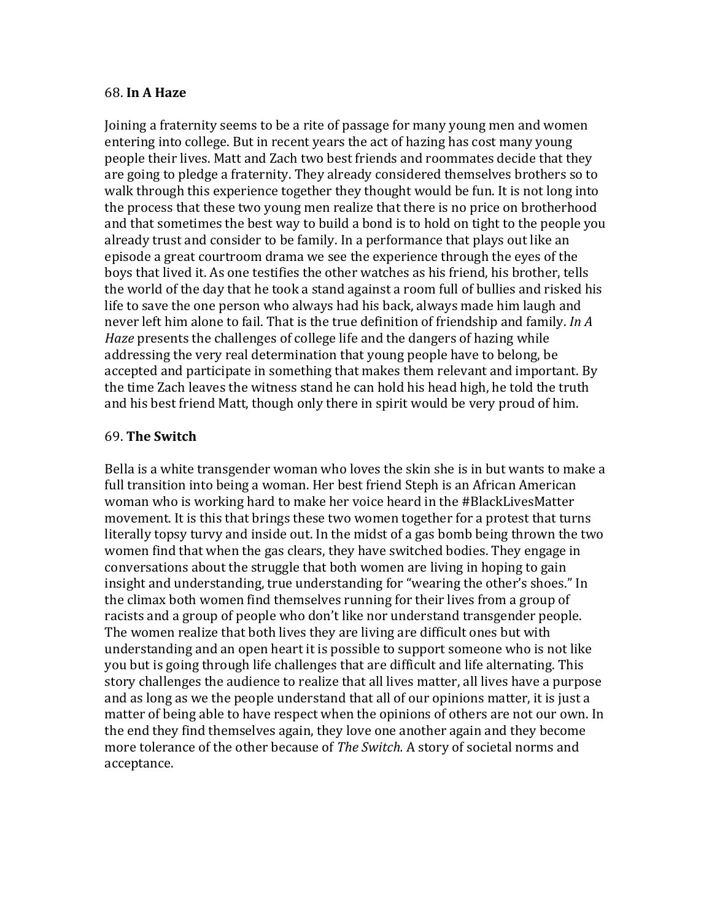68. **In A Haze**

Joining a fraternity seems to be a rite of passage for many young men and women entering into college. But in recent years the act of hazing has cost many young people their lives. Matt and Zach two best friends and roommates decide that they are going to pledge a fraternity. They already considered themselves brothers so to walk through this experience together they thought would be fun. It is not long into the process that these two young men realize that there is no price on brotherhood and that sometimes the best way to build a bond is to hold on tight to the people you already trust and consider to be family. In a performance that plays out like an episode a great courtroom drama we see the experience through the eyes of the boys that lived it. As one testifies the other watches as his friend, his brother, tells the world of the day that he took a stand against a room full of bullies and risked his life to save the one person who always had his back, always made him laugh and never left him alone to fail. That is the true definition of friendship and family. *In A Haze* presents the challenges of college life and the dangers of hazing while addressing the very real determination that young people have to belong, be accepted and participate in something that makes them relevant and important. By the time Zach leaves the witness stand he can hold his head high, he told the truth and his best friend Matt, though only there in spirit would be very proud of him.

69. **The Switch**

Bella is a white transgender woman who loves the skin she is in but wants to make a full transition into being a woman. Her best friend Steph is an African American woman who is working hard to make her voice heard in the #BlackLivesMatter movement. It is this that brings these two women together for a protest that turns literally topsy turvy and inside out. In the midst of a gas bomb being thrown the two women find that when the gas clears, they have switched bodies. They engage in conversations about the struggle that both women are living in hoping to gain insight and understanding, true understanding for "wearing the other's shoes." In the climax both women find themselves running for their lives from a group of racists and a group of people who don't like nor understand transgender people. The women realize that both lives they are living are difficult ones but with understanding and an open heart it is possible to support someone who is not like you but is going through life challenges that are difficult and life alternating. This story challenges the audience to realize that all lives matter, all lives have a purpose and as long as we the people understand that all of our opinions matter, it is just a matter of being able to have respect when the opinions of others are not our own. In the end they find themselves again, they love one another again and they become more tolerance of the other because of *The Switch.* A story of societal norms and acceptance.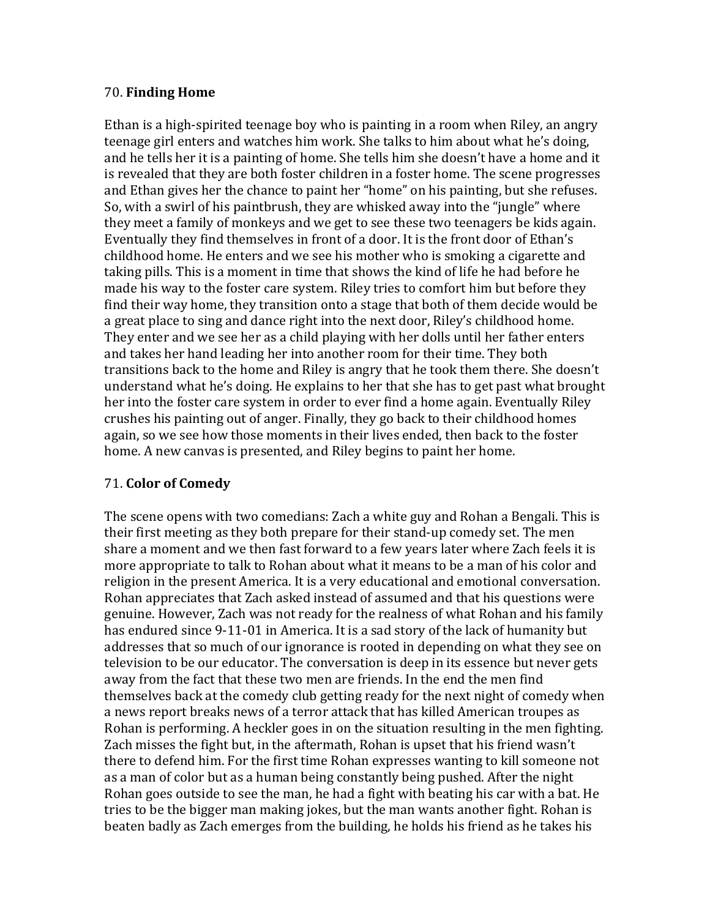70. **Finding Home**

Ethan is a high-spirited teenage boy who is painting in a room when Riley, an angry teenage girl enters and watches him work. She talks to him about what he's doing, and he tells her it is a painting of home. She tells him she doesn't have a home and it is revealed that they are both foster children in a foster home. The scene progresses and Ethan gives her the chance to paint her "home" on his painting, but she refuses. So, with a swirl of his paintbrush, they are whisked away into the "jungle" where they meet a family of monkeys and we get to see these two teenagers be kids again. Eventually they find themselves in front of a door. It is the front door of Ethan's childhood home. He enters and we see his mother who is smoking a cigarette and taking pills. This is a moment in time that shows the kind of life he had before he made his way to the foster care system. Riley tries to comfort him but before they find their way home, they transition onto a stage that both of them decide would be a great place to sing and dance right into the next door, Riley's childhood home. They enter and we see her as a child playing with her dolls until her father enters and takes her hand leading her into another room for their time. They both transitions back to the home and Riley is angry that he took them there. She doesn't understand what he's doing. He explains to her that she has to get past what brought her into the foster care system in order to ever find a home again. Eventually Riley crushes his painting out of anger. Finally, they go back to their childhood homes again, so we see how those moments in their lives ended, then back to the foster home. A new canvas is presented, and Riley begins to paint her home.

71. **Color of Comedy**

The scene opens with two comedians: Zach a white guy and Rohan a Bengali. This is their first meeting as they both prepare for their stand-up comedy set. The men share a moment and we then fast forward to a few years later where Zach feels it is more appropriate to talk to Rohan about what it means to be a man of his color and religion in the present America. It is a very educational and emotional conversation. Rohan appreciates that Zach asked instead of assumed and that his questions were genuine. However, Zach was not ready for the realness of what Rohan and his family has endured since 9-11-01 in America. It is a sad story of the lack of humanity but addresses that so much of our ignorance is rooted in depending on what they see on television to be our educator. The conversation is deep in its essence but never gets away from the fact that these two men are friends. In the end the men find themselves back at the comedy club getting ready for the next night of comedy when a news report breaks news of a terror attack that has killed American troupes as Rohan is performing. A heckler goes in on the situation resulting in the men fighting. Zach misses the fight but, in the aftermath, Rohan is upset that his friend wasn't there to defend him. For the first time Rohan expresses wanting to kill someone not as a man of color but as a human being constantly being pushed. After the night Rohan goes outside to see the man, he had a fight with beating his car with a bat. He tries to be the bigger man making jokes, but the man wants another fight. Rohan is beaten badly as Zach emerges from the building, he holds his friend as he takes his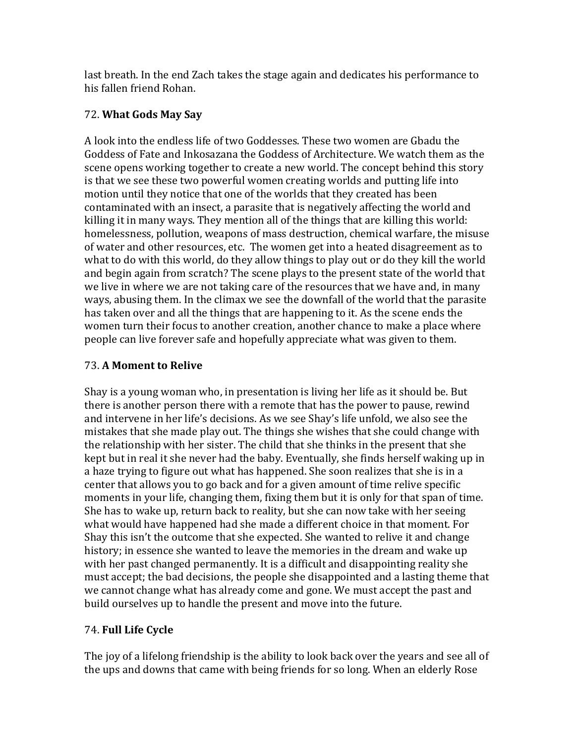last breath. In the end Zach takes the stage again and dedicates his performance to his fallen friend Rohan.

72. **What Gods May Say**

A look into the endless life of two Goddesses. These two women are Gbadu the Goddess of Fate and Inkosazana the Goddess of Architecture. We watch them as the scene opens working together to create a new world. The concept behind this story is that we see these two powerful women creating worlds and putting life into motion until they notice that one of the worlds that they created has been contaminated with an insect, a parasite that is negatively affecting the world and killing it in many ways. They mention all of the things that are killing this world: homelessness, pollution, weapons of mass destruction, chemical warfare, the misuse of water and other resources, etc. The women get into a heated disagreement as to what to do with this world, do they allow things to play out or do they kill the world and begin again from scratch? The scene plays to the present state of the world that we live in where we are not taking care of the resources that we have and, in many ways, abusing them. In the climax we see the downfall of the world that the parasite has taken over and all the things that are happening to it. As the scene ends the women turn their focus to another creation, another chance to make a place where people can live forever safe and hopefully appreciate what was given to them.

73. **A Moment to Relive**

Shay is a young woman who, in presentation is living her life as it should be. But there is another person there with a remote that has the power to pause, rewind and intervene in her life's decisions. As we see Shay's life unfold, we also see the mistakes that she made play out. The things she wishes that she could change with the relationship with her sister. The child that she thinks in the present that she kept but in real it she never had the baby. Eventually, she finds herself waking up in a haze trying to figure out what has happened. She soon realizes that she is in a center that allows you to go back and for a given amount of time relive specific moments in your life, changing them, fixing them but it is only for that span of time. She has to wake up, return back to reality, but she can now take with her seeing what would have happened had she made a different choice in that moment. For Shay this isn't the outcome that she expected. She wanted to relive it and change history; in essence she wanted to leave the memories in the dream and wake up with her past changed permanently. It is a difficult and disappointing reality she must accept; the bad decisions, the people she disappointed and a lasting theme that we cannot change what has already come and gone. We must accept the past and build ourselves up to handle the present and move into the future.

74. **Full Life Cycle**

The joy of a lifelong friendship is the ability to look back over the years and see all of the ups and downs that came with being friends for so long. When an elderly Rose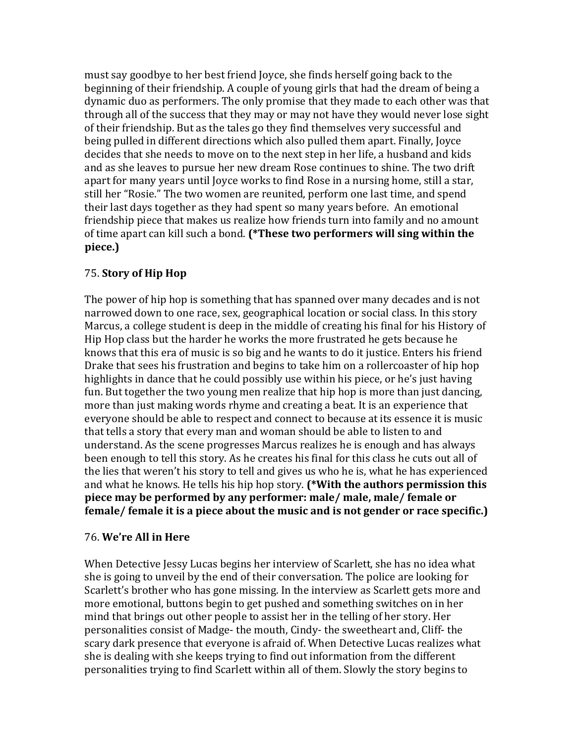must say goodbye to her best friend Joyce, she finds herself going back to the beginning of their friendship. A couple of young girls that had the dream of being a dynamic duo as performers. The only promise that they made to each other was that through all of the success that they may or may not have they would never lose sight of their friendship. But as the tales go they find themselves very successful and being pulled in different directions which also pulled them apart. Finally, Joyce decides that she needs to move on to the next step in her life, a husband and kids and as she leaves to pursue her new dream Rose continues to shine. The two drift apart for many years until Joyce works to find Rose in a nursing home, still a star, still her "Rosie." The two women are reunited, perform one last time, and spend their last days together as they had spent so many years before. An emotional friendship piece that makes us realize how friends turn into family and no amount of time apart can kill such a bond. **(*These two performers will sing within the piece.)**

75. **Story of Hip Hop**

The power of hip hop is something that has spanned over many decades and is not narrowed down to one race, sex, geographical location or social class. In this story Marcus, a college student is deep in the middle of creating his final for his History of Hip Hop class but the harder he works the more frustrated he gets because he knows that this era of music is so big and he wants to do it justice. Enters his friend Drake that sees his frustration and begins to take him on a rollercoaster of hip hop highlights in dance that he could possibly use within his piece, or he's just having fun. But together the two young men realize that hip hop is more than just dancing, more than just making words rhyme and creating a beat. It is an experience that everyone should be able to respect and connect to because at its essence it is music that tells a story that every man and woman should be able to listen to and understand. As the scene progresses Marcus realizes he is enough and has always been enough to tell this story. As he creates his final for this class he cuts out all of the lies that weren't his story to tell and gives us who he is, what he has experienced and what he knows. He tells his hip hop story. **(*With the authors permission this piece may be performed by any performer: male/ male, male/ female or female/ female it is a piece about the music and is not gender or race specific.)**

76. **We're All in Here**

When Detective Jessy Lucas begins her interview of Scarlett, she has no idea what she is going to unveil by the end of their conversation. The police are looking for Scarlett's brother who has gone missing. In the interview as Scarlett gets more and more emotional, buttons begin to get pushed and something switches on in her mind that brings out other people to assist her in the telling of her story. Her personalities consist of Madge- the mouth, Cindy- the sweetheart and, Cliff- the scary dark presence that everyone is afraid of. When Detective Lucas realizes what she is dealing with she keeps trying to find out information from the different personalities trying to find Scarlett within all of them. Slowly the story begins to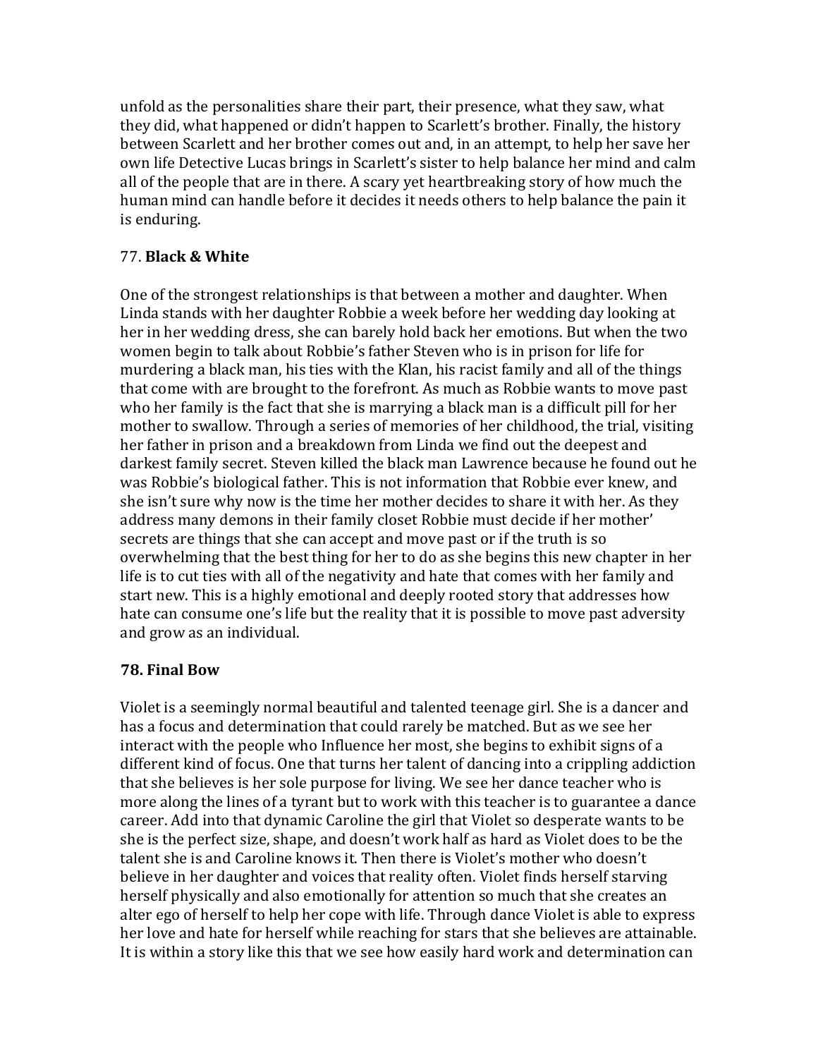unfold as the personalities share their part, their presence, what they saw, what they did, what happened or didn't happen to Scarlett's brother. Finally, the history between Scarlett and her brother comes out and, in an attempt, to help her save her own life Detective Lucas brings in Scarlett's sister to help balance her mind and calm all of the people that are in there. A scary yet heartbreaking story of how much the human mind can handle before it decides it needs others to help balance the pain it is enduring.

77. **Black & White**

One of the strongest relationships is that between a mother and daughter. When Linda stands with her daughter Robbie a week before her wedding day looking at her in her wedding dress, she can barely hold back her emotions. But when the two women begin to talk about Robbie's father Steven who is in prison for life for murdering a black man, his ties with the Klan, his racist family and all of the things that come with are brought to the forefront. As much as Robbie wants to move past who her family is the fact that she is marrying a black man is a difficult pill for her mother to swallow. Through a series of memories of her childhood, the trial, visiting her father in prison and a breakdown from Linda we find out the deepest and darkest family secret. Steven killed the black man Lawrence because he found out he was Robbie's biological father. This is not information that Robbie ever knew, and she isn't sure why now is the time her mother decides to share it with her. As they address many demons in their family closet Robbie must decide if her mother' secrets are things that she can accept and move past or if the truth is so overwhelming that the best thing for her to do as she begins this new chapter in her life is to cut ties with all of the negativity and hate that comes with her family and start new. This is a highly emotional and deeply rooted story that addresses how hate can consume one's life but the reality that it is possible to move past adversity and grow as an individual.

**78. Final Bow**

Violet is a seemingly normal beautiful and talented teenage girl. She is a dancer and has a focus and determination that could rarely be matched. But as we see her interact with the people who Influence her most, she begins to exhibit signs of a different kind of focus. One that turns her talent of dancing into a crippling addiction that she believes is her sole purpose for living. We see her dance teacher who is more along the lines of a tyrant but to work with this teacher is to guarantee a dance career. Add into that dynamic Caroline the girl that Violet so desperate wants to be she is the perfect size, shape, and doesn't work half as hard as Violet does to be the talent she is and Caroline knows it. Then there is Violet's mother who doesn't believe in her daughter and voices that reality often. Violet finds herself starving herself physically and also emotionally for attention so much that she creates an alter ego of herself to help her cope with life. Through dance Violet is able to express her love and hate for herself while reaching for stars that she believes are attainable. It is within a story like this that we see how easily hard work and determination can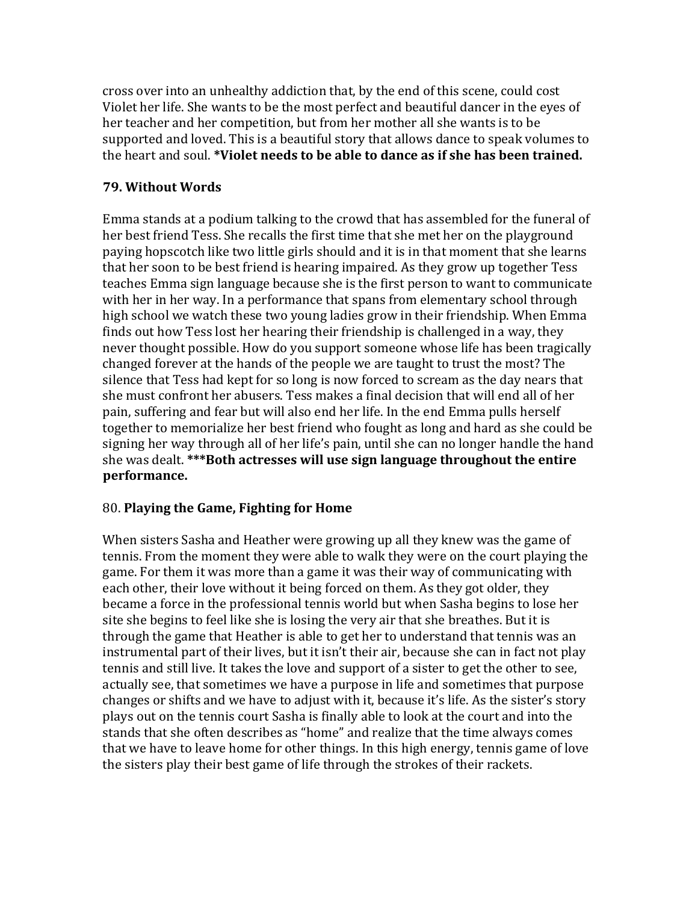cross over into an unhealthy addiction that, by the end of this scene, could cost Violet her life. She wants to be the most perfect and beautiful dancer in the eyes of her teacher and her competition, but from her mother all she wants is to be supported and loved. This is a beautiful story that allows dance to speak volumes to the heart and soul. **\*Violet needs to be able to dance as if she has been trained.**

**79. Without Words**

Emma stands at a podium talking to the crowd that has assembled for the funeral of her best friend Tess. She recalls the first time that she met her on the playground paying hopscotch like two little girls should and it is in that moment that she learns that her soon to be best friend is hearing impaired. As they grow up together Tess teaches Emma sign language because she is the first person to want to communicate with her in her way. In a performance that spans from elementary school through high school we watch these two young ladies grow in their friendship. When Emma finds out how Tess lost her hearing their friendship is challenged in a way, they never thought possible. How do you support someone whose life has been tragically changed forever at the hands of the people we are taught to trust the most? The silence that Tess had kept for so long is now forced to scream as the day nears that she must confront her abusers. Tess makes a final decision that will end all of her pain, suffering and fear but will also end her life. In the end Emma pulls herself together to memorialize her best friend who fought as long and hard as she could be signing her way through all of her life's pain, until she can no longer handle the hand she was dealt. **\*\*\*Both actresses will use sign language throughout the entire performance.**

80. **Playing the Game, Fighting for Home**

When sisters Sasha and Heather were growing up all they knew was the game of tennis. From the moment they were able to walk they were on the court playing the game. For them it was more than a game it was their way of communicating with each other, their love without it being forced on them. As they got older, they became a force in the professional tennis world but when Sasha begins to lose her site she begins to feel like she is losing the very air that she breathes. But it is through the game that Heather is able to get her to understand that tennis was an instrumental part of their lives, but it isn't their air, because she can in fact not play tennis and still live. It takes the love and support of a sister to get the other to see, actually see, that sometimes we have a purpose in life and sometimes that purpose changes or shifts and we have to adjust with it, because it's life. As the sister's story plays out on the tennis court Sasha is finally able to look at the court and into the stands that she often describes as "home" and realize that the time always comes that we have to leave home for other things. In this high energy, tennis game of love the sisters play their best game of life through the strokes of their rackets.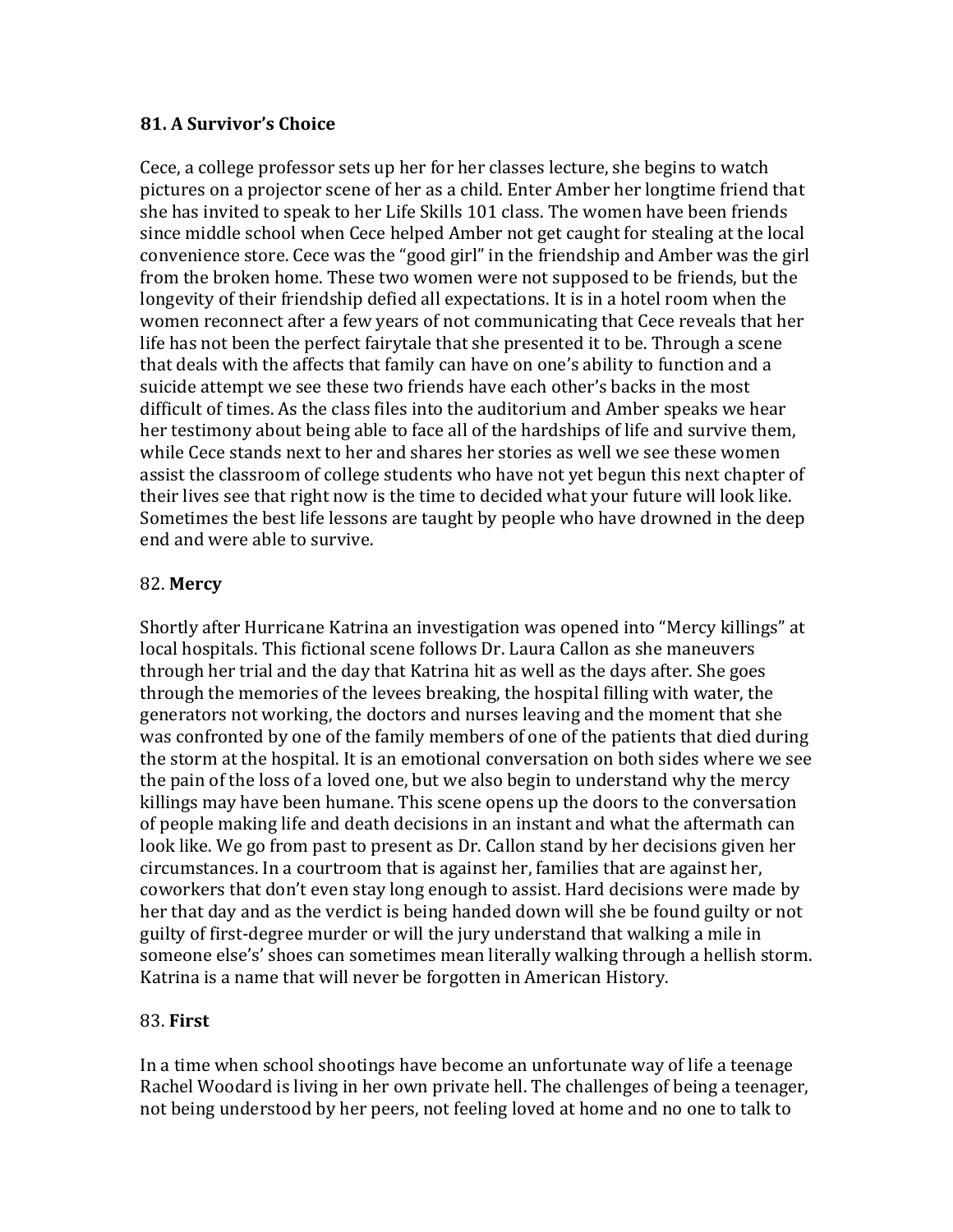**81. A Survivor's Choice**

Cece, a college professor sets up her for her classes lecture, she begins to watch pictures on a projector scene of her as a child. Enter Amber her longtime friend that she has invited to speak to her Life Skills 101 class. The women have been friends since middle school when Cece helped Amber not get caught for stealing at the local convenience store. Cece was the "good girl" in the friendship and Amber was the girl from the broken home. These two women were not supposed to be friends, but the longevity of their friendship defied all expectations. It is in a hotel room when the women reconnect after a few years of not communicating that Cece reveals that her life has not been the perfect fairytale that she presented it to be. Through a scene that deals with the affects that family can have on one's ability to function and a suicide attempt we see these two friends have each other's backs in the most difficult of times. As the class files into the auditorium and Amber speaks we hear her testimony about being able to face all of the hardships of life and survive them, while Cece stands next to her and shares her stories as well we see these women assist the classroom of college students who have not yet begun this next chapter of their lives see that right now is the time to decided what your future will look like. Sometimes the best life lessons are taught by people who have drowned in the deep end and were able to survive.

82. **Mercy**

Shortly after Hurricane Katrina an investigation was opened into "Mercy killings" at local hospitals. This fictional scene follows Dr. Laura Callon as she maneuvers through her trial and the day that Katrina hit as well as the days after. She goes through the memories of the levees breaking, the hospital filling with water, the generators not working, the doctors and nurses leaving and the moment that she was confronted by one of the family members of one of the patients that died during the storm at the hospital. It is an emotional conversation on both sides where we see the pain of the loss of a loved one, but we also begin to understand why the mercy killings may have been humane. This scene opens up the doors to the conversation of people making life and death decisions in an instant and what the aftermath can look like. We go from past to present as Dr. Callon stand by her decisions given her circumstances. In a courtroom that is against her, families that are against her, coworkers that don't even stay long enough to assist. Hard decisions were made by her that day and as the verdict is being handed down will she be found guilty or not guilty of first-degree murder or will the jury understand that walking a mile in someone else's' shoes can sometimes mean literally walking through a hellish storm. Katrina is a name that will never be forgotten in American History.

83. **First**

In a time when school shootings have become an unfortunate way of life a teenage Rachel Woodard is living in her own private hell. The challenges of being a teenager, not being understood by her peers, not feeling loved at home and no one to talk to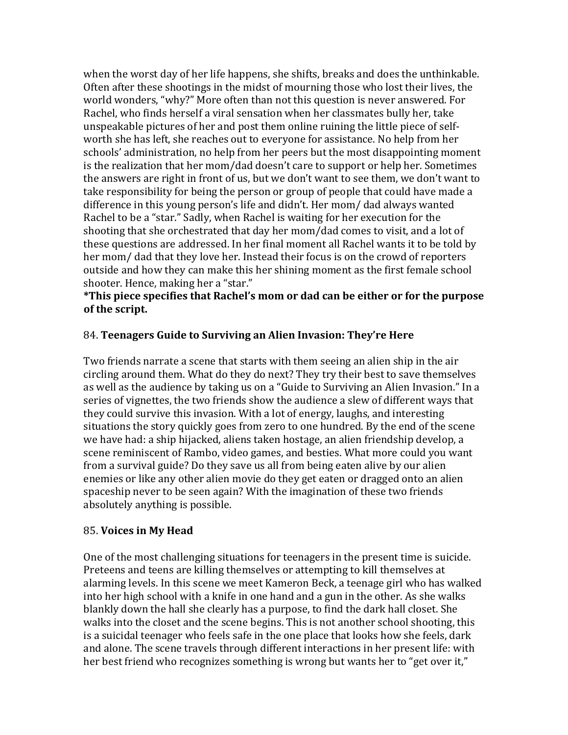when the worst day of her life happens, she shifts, breaks and does the unthinkable. Often after these shootings in the midst of mourning those who lost their lives, the world wonders, "why?" More often than not this question is never answered. For Rachel, who finds herself a viral sensation when her classmates bully her, take unspeakable pictures of her and post them online ruining the little piece of self-worth she has left, she reaches out to everyone for assistance. No help from her schools' administration, no help from her peers but the most disappointing moment is the realization that her mom/dad doesn't care to support or help her. Sometimes the answers are right in front of us, but we don't want to see them, we don't want to take responsibility for being the person or group of people that could have made a difference in this young person's life and didn't. Her mom/ dad always wanted Rachel to be a "star." Sadly, when Rachel is waiting for her execution for the shooting that she orchestrated that day her mom/dad comes to visit, and a lot of these questions are addressed. In her final moment all Rachel wants it to be told by her mom/ dad that they love her. Instead their focus is on the crowd of reporters outside and how they can make this her shining moment as the first female school shooter. Hence, making her a "star."
**\*This piece specifies that Rachel's mom or dad can be either or for the purpose of the script.**

84. **Teenagers Guide to Surviving an Alien Invasion: They're Here**

Two friends narrate a scene that starts with them seeing an alien ship in the air circling around them. What do they do next? They try their best to save themselves as well as the audience by taking us on a "Guide to Surviving an Alien Invasion." In a series of vignettes, the two friends show the audience a slew of different ways that they could survive this invasion. With a lot of energy, laughs, and interesting situations the story quickly goes from zero to one hundred. By the end of the scene we have had: a ship hijacked, aliens taken hostage, an alien friendship develop, a scene reminiscent of Rambo, video games, and besties. What more could you want from a survival guide? Do they save us all from being eaten alive by our alien enemies or like any other alien movie do they get eaten or dragged onto an alien spaceship never to be seen again? With the imagination of these two friends absolutely anything is possible.

85. **Voices in My Head**

One of the most challenging situations for teenagers in the present time is suicide. Preteens and teens are killing themselves or attempting to kill themselves at alarming levels. In this scene we meet Kameron Beck, a teenage girl who has walked into her high school with a knife in one hand and a gun in the other. As she walks blankly down the hall she clearly has a purpose, to find the dark hall closet. She walks into the closet and the scene begins. This is not another school shooting, this is a suicidal teenager who feels safe in the one place that looks how she feels, dark and alone. The scene travels through different interactions in her present life: with her best friend who recognizes something is wrong but wants her to "get over it,"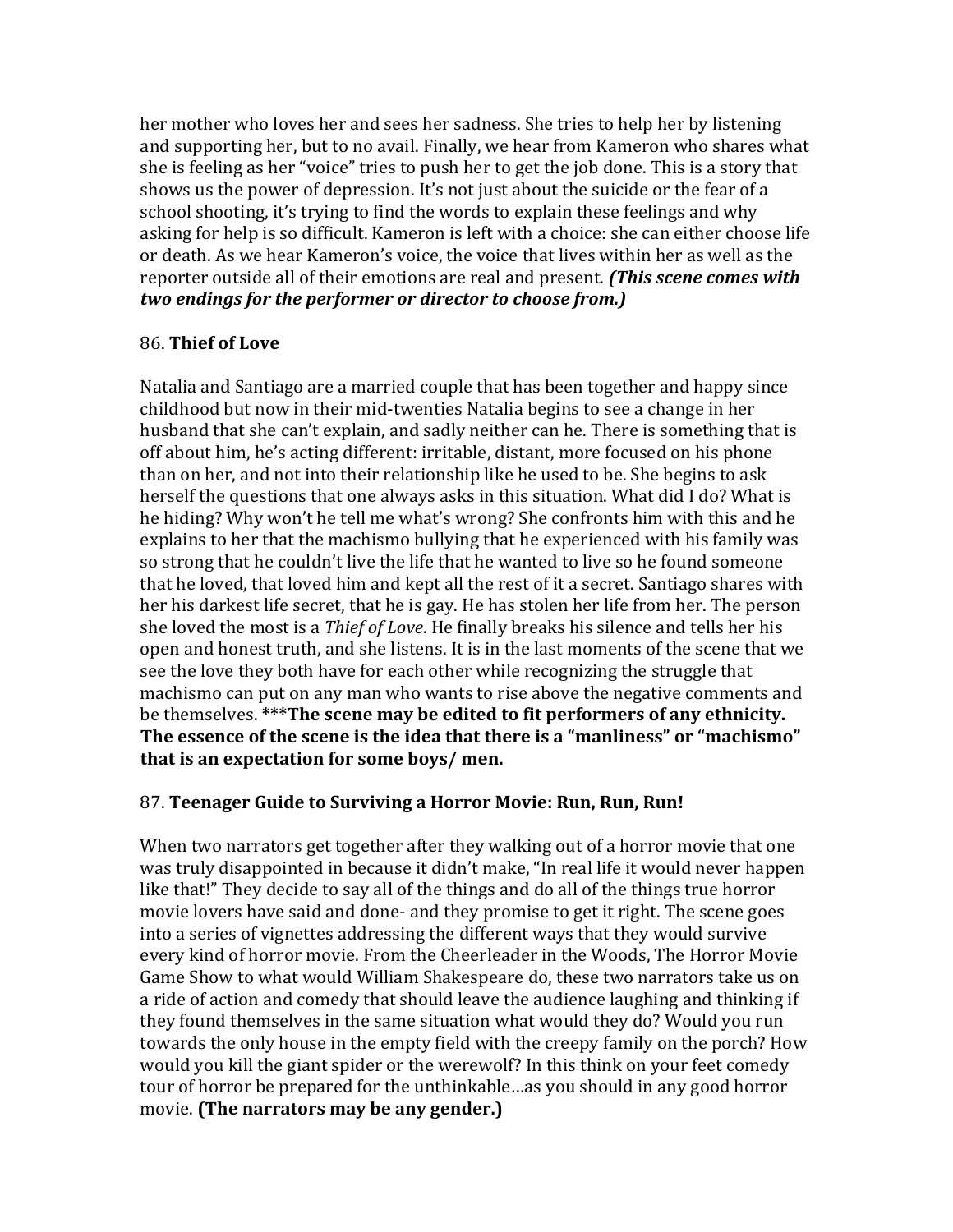her mother who loves her and sees her sadness. She tries to help her by listening and supporting her, but to no avail. Finally, we hear from Kameron who shares what she is feeling as her "voice" tries to push her to get the job done. This is a story that shows us the power of depression. It's not just about the suicide or the fear of a school shooting, it's trying to find the words to explain these feelings and why asking for help is so difficult. Kameron is left with a choice: she can either choose life or death. As we hear Kameron's voice, the voice that lives within her as well as the reporter outside all of their emotions are real and present. ***(This scene comes with two endings for the performer or director to choose from.)***

86. **Thief of Love**

Natalia and Santiago are a married couple that has been together and happy since childhood but now in their mid-twenties Natalia begins to see a change in her husband that she can't explain, and sadly neither can he. There is something that is off about him, he's acting different: irritable, distant, more focused on his phone than on her, and not into their relationship like he used to be. She begins to ask herself the questions that one always asks in this situation. What did I do? What is he hiding? Why won't he tell me what's wrong? She confronts him with this and he explains to her that the machismo bullying that he experienced with his family was so strong that he couldn't live the life that he wanted to live so he found someone that he loved, that loved him and kept all the rest of it a secret. Santiago shares with her his darkest life secret, that he is gay. He has stolen her life from her. The person she loved the most is a *Thief of Love*. He finally breaks his silence and tells her his open and honest truth, and she listens. It is in the last moments of the scene that we see the love they both have for each other while recognizing the struggle that machismo can put on any man who wants to rise above the negative comments and be themselves. **\*\*\*The scene may be edited to fit performers of any ethnicity. The essence of the scene is the idea that there is a "manliness" or "machismo" that is an expectation for some boys/ men.**

87. **Teenager Guide to Surviving a Horror Movie: Run, Run, Run!**

When two narrators get together after they walking out of a horror movie that one was truly disappointed in because it didn't make, "In real life it would never happen like that!" They decide to say all of the things and do all of the things true horror movie lovers have said and done- and they promise to get it right. The scene goes into a series of vignettes addressing the different ways that they would survive every kind of horror movie. From the Cheerleader in the Woods, The Horror Movie Game Show to what would William Shakespeare do, these two narrators take us on a ride of action and comedy that should leave the audience laughing and thinking if they found themselves in the same situation what would they do? Would you run towards the only house in the empty field with the creepy family on the porch? How would you kill the giant spider or the werewolf? In this think on your feet comedy tour of horror be prepared for the unthinkable…as you should in any good horror movie. **(The narrators may be any gender.)**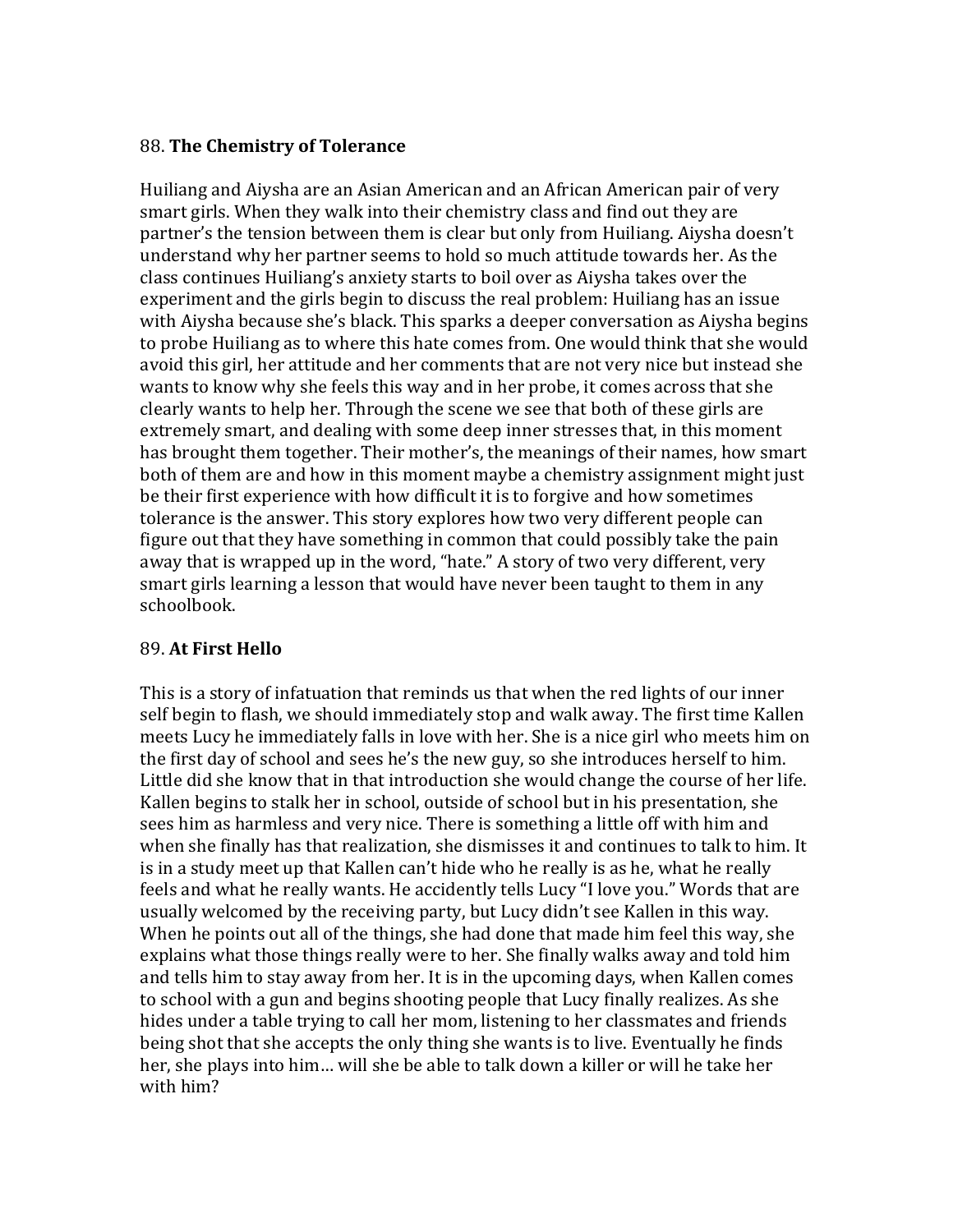88. **The Chemistry of Tolerance**

Huiliang and Aiysha are an Asian American and an African American pair of very smart girls. When they walk into their chemistry class and find out they are partner's the tension between them is clear but only from Huiliang. Aiysha doesn't understand why her partner seems to hold so much attitude towards her. As the class continues Huiliang's anxiety starts to boil over as Aiysha takes over the experiment and the girls begin to discuss the real problem: Huiliang has an issue with Aiysha because she's black. This sparks a deeper conversation as Aiysha begins to probe Huiliang as to where this hate comes from. One would think that she would avoid this girl, her attitude and her comments that are not very nice but instead she wants to know why she feels this way and in her probe, it comes across that she clearly wants to help her. Through the scene we see that both of these girls are extremely smart, and dealing with some deep inner stresses that, in this moment has brought them together. Their mother's, the meanings of their names, how smart both of them are and how in this moment maybe a chemistry assignment might just be their first experience with how difficult it is to forgive and how sometimes tolerance is the answer. This story explores how two very different people can figure out that they have something in common that could possibly take the pain away that is wrapped up in the word, "hate." A story of two very different, very smart girls learning a lesson that would have never been taught to them in any schoolbook.

89. **At First Hello**

This is a story of infatuation that reminds us that when the red lights of our inner self begin to flash, we should immediately stop and walk away. The first time Kallen meets Lucy he immediately falls in love with her. She is a nice girl who meets him on the first day of school and sees he's the new guy, so she introduces herself to him. Little did she know that in that introduction she would change the course of her life. Kallen begins to stalk her in school, outside of school but in his presentation, she sees him as harmless and very nice. There is something a little off with him and when she finally has that realization, she dismisses it and continues to talk to him. It is in a study meet up that Kallen can't hide who he really is as he, what he really feels and what he really wants. He accidently tells Lucy "I love you." Words that are usually welcomed by the receiving party, but Lucy didn't see Kallen in this way. When he points out all of the things, she had done that made him feel this way, she explains what those things really were to her. She finally walks away and told him and tells him to stay away from her. It is in the upcoming days, when Kallen comes to school with a gun and begins shooting people that Lucy finally realizes. As she hides under a table trying to call her mom, listening to her classmates and friends being shot that she accepts the only thing she wants is to live. Eventually he finds her, she plays into him… will she be able to talk down a killer or will he take her with him?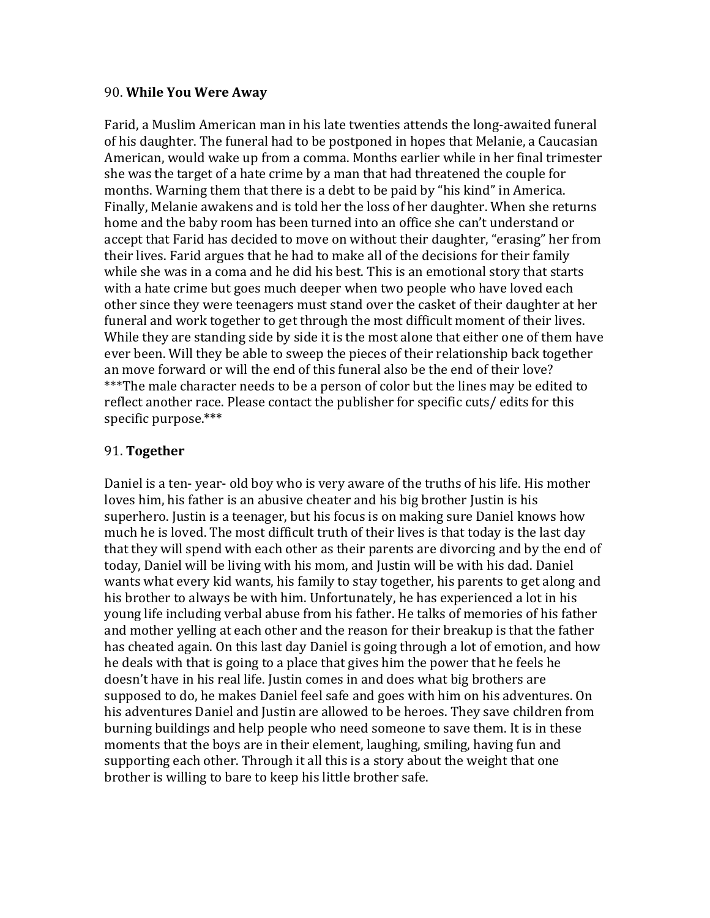90. **While You Were Away**

Farid, a Muslim American man in his late twenties attends the long-awaited funeral of his daughter. The funeral had to be postponed in hopes that Melanie, a Caucasian American, would wake up from a comma. Months earlier while in her final trimester she was the target of a hate crime by a man that had threatened the couple for months. Warning them that there is a debt to be paid by "his kind" in America. Finally, Melanie awakens and is told her the loss of her daughter. When she returns home and the baby room has been turned into an office she can't understand or accept that Farid has decided to move on without their daughter, "erasing" her from their lives. Farid argues that he had to make all of the decisions for their family while she was in a coma and he did his best. This is an emotional story that starts with a hate crime but goes much deeper when two people who have loved each other since they were teenagers must stand over the casket of their daughter at her funeral and work together to get through the most difficult moment of their lives. While they are standing side by side it is the most alone that either one of them have ever been. Will they be able to sweep the pieces of their relationship back together an move forward or will the end of this funeral also be the end of their love? ***The male character needs to be a person of color but the lines may be edited to reflect another race. Please contact the publisher for specific cuts/ edits for this specific purpose.***

91. **Together**

Daniel is a ten- year- old boy who is very aware of the truths of his life. His mother loves him, his father is an abusive cheater and his big brother Justin is his superhero. Justin is a teenager, but his focus is on making sure Daniel knows how much he is loved. The most difficult truth of their lives is that today is the last day that they will spend with each other as their parents are divorcing and by the end of today, Daniel will be living with his mom, and Justin will be with his dad. Daniel wants what every kid wants, his family to stay together, his parents to get along and his brother to always be with him. Unfortunately, he has experienced a lot in his young life including verbal abuse from his father. He talks of memories of his father and mother yelling at each other and the reason for their breakup is that the father has cheated again. On this last day Daniel is going through a lot of emotion, and how he deals with that is going to a place that gives him the power that he feels he doesn't have in his real life. Justin comes in and does what big brothers are supposed to do, he makes Daniel feel safe and goes with him on his adventures. On his adventures Daniel and Justin are allowed to be heroes. They save children from burning buildings and help people who need someone to save them. It is in these moments that the boys are in their element, laughing, smiling, having fun and supporting each other. Through it all this is a story about the weight that one brother is willing to bare to keep his little brother safe.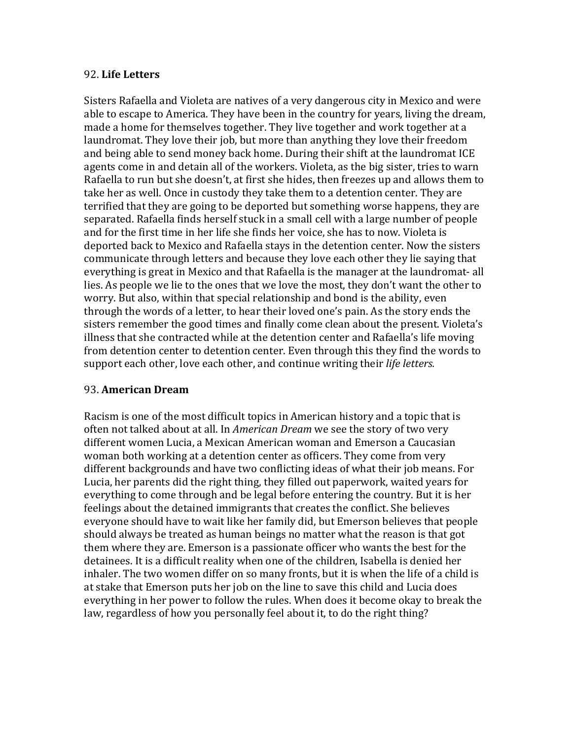92. **Life Letters**

Sisters Rafaella and Violeta are natives of a very dangerous city in Mexico and were able to escape to America. They have been in the country for years, living the dream, made a home for themselves together. They live together and work together at a laundromat. They love their job, but more than anything they love their freedom and being able to send money back home. During their shift at the laundromat ICE agents come in and detain all of the workers. Violeta, as the big sister, tries to warn Rafaella to run but she doesn't, at first she hides, then freezes up and allows them to take her as well. Once in custody they take them to a detention center. They are terrified that they are going to be deported but something worse happens, they are separated. Rafaella finds herself stuck in a small cell with a large number of people and for the first time in her life she finds her voice, she has to now. Violeta is deported back to Mexico and Rafaella stays in the detention center. Now the sisters communicate through letters and because they love each other they lie saying that everything is great in Mexico and that Rafaella is the manager at the laundromat- all lies. As people we lie to the ones that we love the most, they don't want the other to worry. But also, within that special relationship and bond is the ability, even through the words of a letter, to hear their loved one's pain. As the story ends the sisters remember the good times and finally come clean about the present. Violeta's illness that she contracted while at the detention center and Rafaella's life moving from detention center to detention center. Even through this they find the words to support each other, love each other, and continue writing their *life letters.*

93. **American Dream**

Racism is one of the most difficult topics in American history and a topic that is often not talked about at all. In *American Dream* we see the story of two very different women Lucia, a Mexican American woman and Emerson a Caucasian woman both working at a detention center as officers. They come from very different backgrounds and have two conflicting ideas of what their job means. For Lucia, her parents did the right thing, they filled out paperwork, waited years for everything to come through and be legal before entering the country. But it is her feelings about the detained immigrants that creates the conflict. She believes everyone should have to wait like her family did, but Emerson believes that people should always be treated as human beings no matter what the reason is that got them where they are. Emerson is a passionate officer who wants the best for the detainees. It is a difficult reality when one of the children, Isabella is denied her inhaler. The two women differ on so many fronts, but it is when the life of a child is at stake that Emerson puts her job on the line to save this child and Lucia does everything in her power to follow the rules. When does it become okay to break the law, regardless of how you personally feel about it, to do the right thing?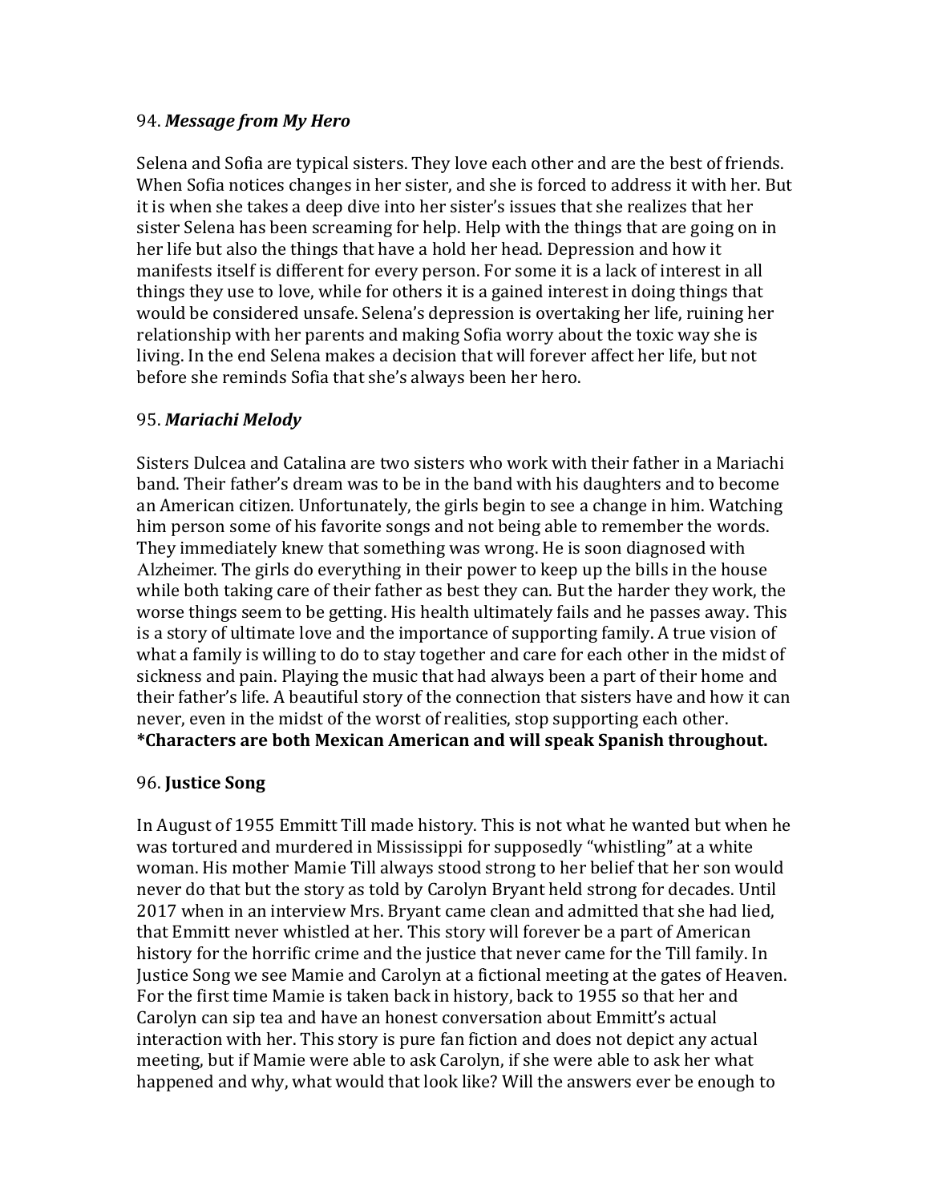94. ***Message from My Hero***

Selena and Sofia are typical sisters. They love each other and are the best of friends. When Sofia notices changes in her sister, and she is forced to address it with her. But it is when she takes a deep dive into her sister's issues that she realizes that her sister Selena has been screaming for help. Help with the things that are going on in her life but also the things that have a hold her head. Depression and how it manifests itself is different for every person. For some it is a lack of interest in all things they use to love, while for others it is a gained interest in doing things that would be considered unsafe. Selena's depression is overtaking her life, ruining her relationship with her parents and making Sofia worry about the toxic way she is living. In the end Selena makes a decision that will forever affect her life, but not before she reminds Sofia that she's always been her hero.

95. ***Mariachi Melody***

Sisters Dulcea and Catalina are two sisters who work with their father in a Mariachi band. Their father's dream was to be in the band with his daughters and to become an American citizen. Unfortunately, the girls begin to see a change in him. Watching him person some of his favorite songs and not being able to remember the words. They immediately knew that something was wrong. He is soon diagnosed with Alzheimer. The girls do everything in their power to keep up the bills in the house while both taking care of their father as best they can. But the harder they work, the worse things seem to be getting. His health ultimately fails and he passes away. This is a story of ultimate love and the importance of supporting family. A true vision of what a family is willing to do to stay together and care for each other in the midst of sickness and pain. Playing the music that had always been a part of their home and their father's life. A beautiful story of the connection that sisters have and how it can never, even in the midst of the worst of realities, stop supporting each other.
**\*Characters are both Mexican American and will speak Spanish throughout.**

96. **Justice Song**

In August of 1955 Emmitt Till made history. This is not what he wanted but when he was tortured and murdered in Mississippi for supposedly "whistling" at a white woman. His mother Mamie Till always stood strong to her belief that her son would never do that but the story as told by Carolyn Bryant held strong for decades. Until 2017 when in an interview Mrs. Bryant came clean and admitted that she had lied, that Emmitt never whistled at her. This story will forever be a part of American history for the horrific crime and the justice that never came for the Till family. In Justice Song we see Mamie and Carolyn at a fictional meeting at the gates of Heaven. For the first time Mamie is taken back in history, back to 1955 so that her and Carolyn can sip tea and have an honest conversation about Emmitt's actual interaction with her. This story is pure fan fiction and does not depict any actual meeting, but if Mamie were able to ask Carolyn, if she were able to ask her what happened and why, what would that look like? Will the answers ever be enough to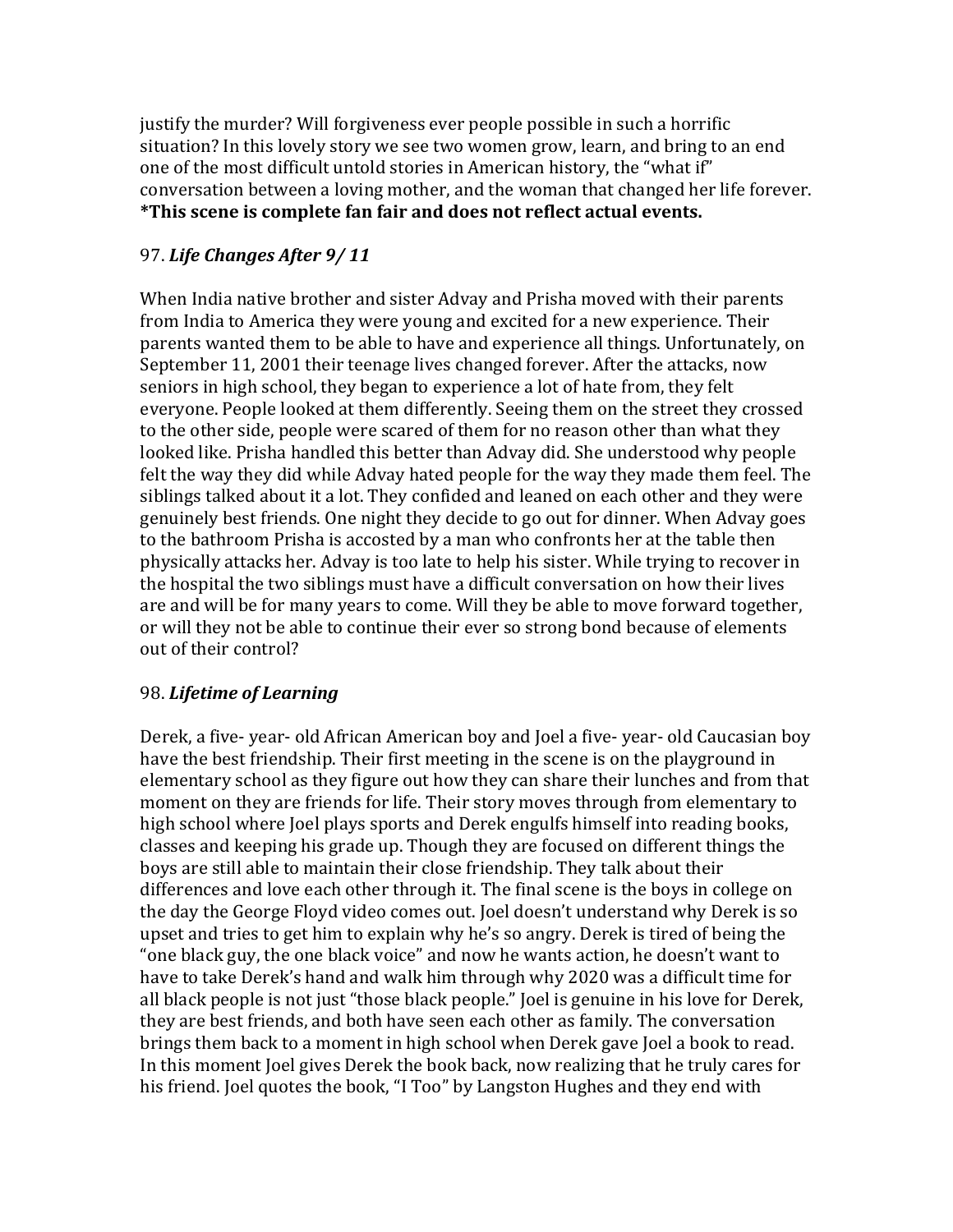justify the murder? Will forgiveness ever people possible in such a horrific situation? In this lovely story we see two women grow, learn, and bring to an end one of the most difficult untold stories in American history, the "what if" conversation between a loving mother, and the woman that changed her life forever. **\*This scene is complete fan fair and does not reflect actual events.**

97. ***Life Changes After 9/ 11***

When India native brother and sister Advay and Prisha moved with their parents from India to America they were young and excited for a new experience. Their parents wanted them to be able to have and experience all things. Unfortunately, on September 11, 2001 their teenage lives changed forever. After the attacks, now seniors in high school, they began to experience a lot of hate from, they felt everyone. People looked at them differently. Seeing them on the street they crossed to the other side, people were scared of them for no reason other than what they looked like. Prisha handled this better than Advay did. She understood why people felt the way they did while Advay hated people for the way they made them feel. The siblings talked about it a lot. They confided and leaned on each other and they were genuinely best friends. One night they decide to go out for dinner. When Advay goes to the bathroom Prisha is accosted by a man who confronts her at the table then physically attacks her. Advay is too late to help his sister. While trying to recover in the hospital the two siblings must have a difficult conversation on how their lives are and will be for many years to come. Will they be able to move forward together, or will they not be able to continue their ever so strong bond because of elements out of their control?

98. ***Lifetime of Learning***

Derek, a five- year- old African American boy and Joel a five- year- old Caucasian boy have the best friendship. Their first meeting in the scene is on the playground in elementary school as they figure out how they can share their lunches and from that moment on they are friends for life. Their story moves through from elementary to high school where Joel plays sports and Derek engulfs himself into reading books, classes and keeping his grade up. Though they are focused on different things the boys are still able to maintain their close friendship. They talk about their differences and love each other through it. The final scene is the boys in college on the day the George Floyd video comes out. Joel doesn't understand why Derek is so upset and tries to get him to explain why he's so angry. Derek is tired of being the "one black guy, the one black voice" and now he wants action, he doesn't want to have to take Derek's hand and walk him through why 2020 was a difficult time for all black people is not just "those black people." Joel is genuine in his love for Derek, they are best friends, and both have seen each other as family. The conversation brings them back to a moment in high school when Derek gave Joel a book to read. In this moment Joel gives Derek the book back, now realizing that he truly cares for his friend. Joel quotes the book, "I Too" by Langston Hughes and they end with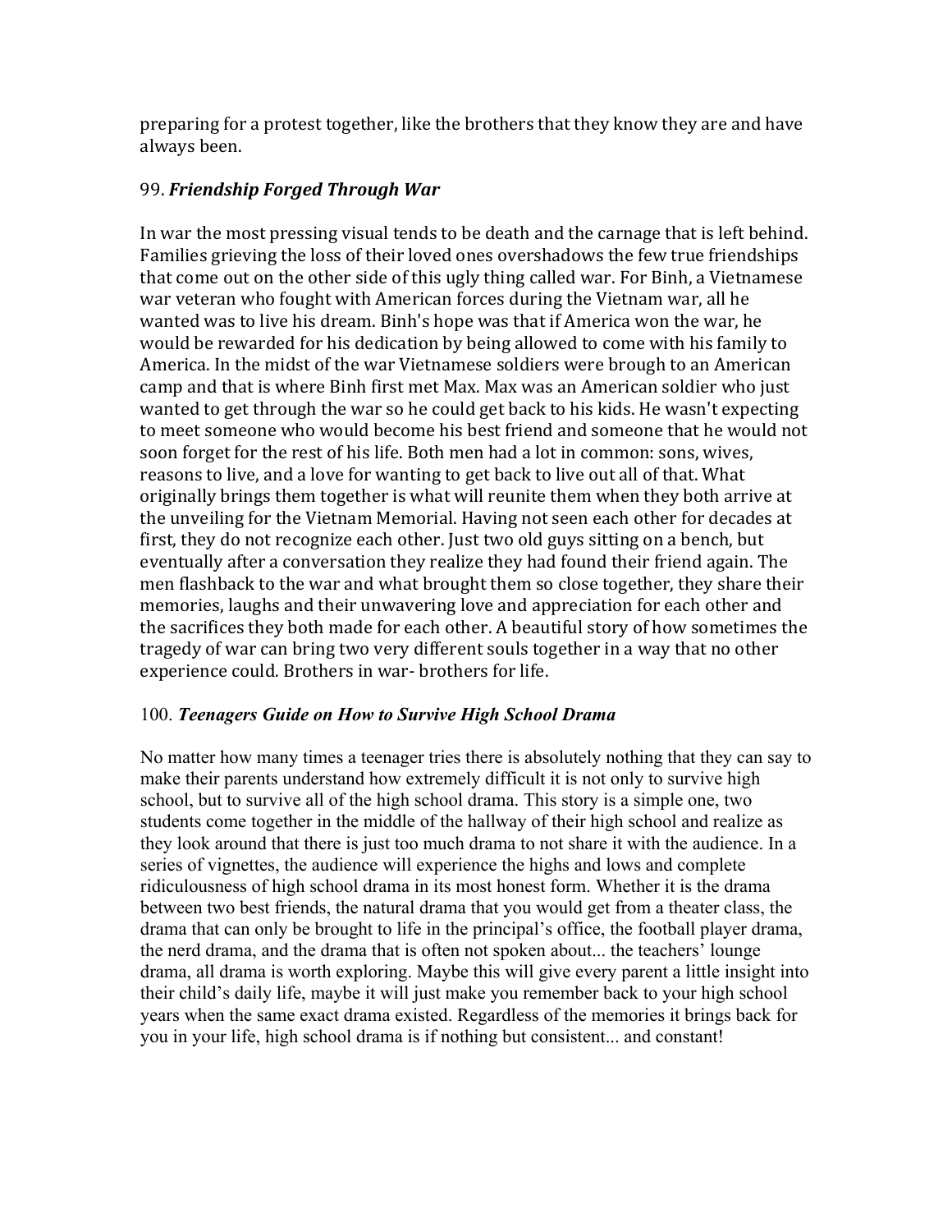preparing for a protest together, like the brothers that they know they are and have always been.

99. ***Friendship Forged Through War***

In war the most pressing visual tends to be death and the carnage that is left behind. Families grieving the loss of their loved ones overshadows the few true friendships that come out on the other side of this ugly thing called war. For Binh, a Vietnamese war veteran who fought with American forces during the Vietnam war, all he wanted was to live his dream. Binh's hope was that if America won the war, he would be rewarded for his dedication by being allowed to come with his family to America. In the midst of the war Vietnamese soldiers were brough to an American camp and that is where Binh first met Max. Max was an American soldier who just wanted to get through the war so he could get back to his kids. He wasn't expecting to meet someone who would become his best friend and someone that he would not soon forget for the rest of his life. Both men had a lot in common: sons, wives, reasons to live, and a love for wanting to get back to live out all of that. What originally brings them together is what will reunite them when they both arrive at the unveiling for the Vietnam Memorial. Having not seen each other for decades at first, they do not recognize each other. Just two old guys sitting on a bench, but eventually after a conversation they realize they had found their friend again. The men flashback to the war and what brought them so close together, they share their memories, laughs and their unwavering love and appreciation for each other and the sacrifices they both made for each other. A beautiful story of how sometimes the tragedy of war can bring two very different souls together in a way that no other experience could. Brothers in war- brothers for life.

100. ***Teenagers Guide on How to Survive High School Drama***

No matter how many times a teenager tries there is absolutely nothing that they can say to make their parents understand how extremely difficult it is not only to survive high school, but to survive all of the high school drama. This story is a simple one, two students come together in the middle of the hallway of their high school and realize as they look around that there is just too much drama to not share it with the audience. In a series of vignettes, the audience will experience the highs and lows and complete ridiculousness of high school drama in its most honest form. Whether it is the drama between two best friends, the natural drama that you would get from a theater class, the drama that can only be brought to life in the principal's office, the football player drama, the nerd drama, and the drama that is often not spoken about... the teachers' lounge drama, all drama is worth exploring. Maybe this will give every parent a little insight into their child's daily life, maybe it will just make you remember back to your high school years when the same exact drama existed. Regardless of the memories it brings back for you in your life, high school drama is if nothing but consistent... and constant!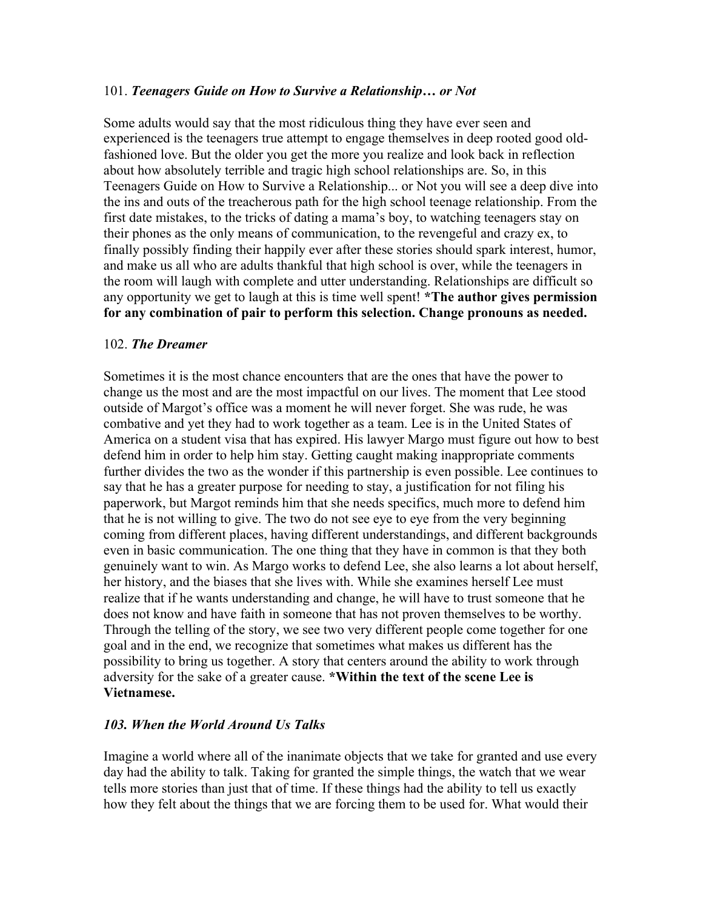101. ***Teenagers Guide on How to Survive a Relationship… or Not***

Some adults would say that the most ridiculous thing they have ever seen and experienced is the teenagers true attempt to engage themselves in deep rooted good old-fashioned love. But the older you get the more you realize and look back in reflection about how absolutely terrible and tragic high school relationships are. So, in this Teenagers Guide on How to Survive a Relationship... or Not you will see a deep dive into the ins and outs of the treacherous path for the high school teenage relationship. From the first date mistakes, to the tricks of dating a mama's boy, to watching teenagers stay on their phones as the only means of communication, to the revengeful and crazy ex, to finally possibly finding their happily ever after these stories should spark interest, humor, and make us all who are adults thankful that high school is over, while the teenagers in the room will laugh with complete and utter understanding. Relationships are difficult so any opportunity we get to laugh at this is time well spent! **\*The author gives permission for any combination of pair to perform this selection. Change pronouns as needed.**

102. ***The Dreamer***

Sometimes it is the most chance encounters that are the ones that have the power to change us the most and are the most impactful on our lives. The moment that Lee stood outside of Margot's office was a moment he will never forget. She was rude, he was combative and yet they had to work together as a team. Lee is in the United States of America on a student visa that has expired. His lawyer Margo must figure out how to best defend him in order to help him stay. Getting caught making inappropriate comments further divides the two as the wonder if this partnership is even possible. Lee continues to say that he has a greater purpose for needing to stay, a justification for not filing his paperwork, but Margot reminds him that she needs specifics, much more to defend him that he is not willing to give. The two do not see eye to eye from the very beginning coming from different places, having different understandings, and different backgrounds even in basic communication. The one thing that they have in common is that they both genuinely want to win. As Margo works to defend Lee, she also learns a lot about herself, her history, and the biases that she lives with. While she examines herself Lee must realize that if he wants understanding and change, he will have to trust someone that he does not know and have faith in someone that has not proven themselves to be worthy. Through the telling of the story, we see two very different people come together for one goal and in the end, we recognize that sometimes what makes us different has the possibility to bring us together. A story that centers around the ability to work through adversity for the sake of a greater cause. **\*Within the text of the scene Lee is Vietnamese.**

***103. When the World Around Us Talks***

Imagine a world where all of the inanimate objects that we take for granted and use every day had the ability to talk. Taking for granted the simple things, the watch that we wear tells more stories than just that of time. If these things had the ability to tell us exactly how they felt about the things that we are forcing them to be used for. What would their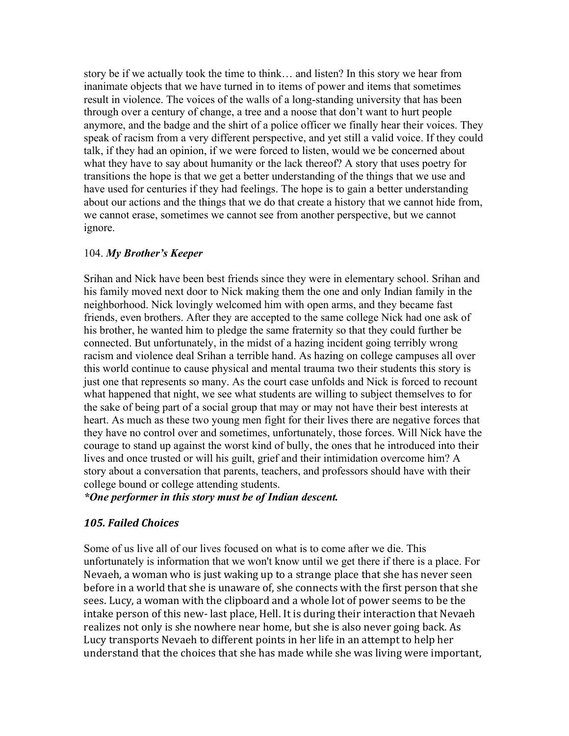story be if we actually took the time to think… and listen? In this story we hear from inanimate objects that we have turned in to items of power and items that sometimes result in violence. The voices of the walls of a long-standing university that has been through over a century of change, a tree and a noose that don't want to hurt people anymore, and the badge and the shirt of a police officer we finally hear their voices. They speak of racism from a very different perspective, and yet still a valid voice. If they could talk, if they had an opinion, if we were forced to listen, would we be concerned about what they have to say about humanity or the lack thereof? A story that uses poetry for transitions the hope is that we get a better understanding of the things that we use and have used for centuries if they had feelings. The hope is to gain a better understanding about our actions and the things that we do that create a history that we cannot hide from, we cannot erase, sometimes we cannot see from another perspective, but we cannot ignore.

### 104. ***My Brother's Keeper***

Srihan and Nick have been best friends since they were in elementary school. Srihan and his family moved next door to Nick making them the one and only Indian family in the neighborhood. Nick lovingly welcomed him with open arms, and they became fast friends, even brothers. After they are accepted to the same college Nick had one ask of his brother, he wanted him to pledge the same fraternity so that they could further be connected. But unfortunately, in the midst of a hazing incident going terribly wrong racism and violence deal Srihan a terrible hand. As hazing on college campuses all over this world continue to cause physical and mental trauma two their students this story is just one that represents so many. As the court case unfolds and Nick is forced to recount what happened that night, we see what students are willing to subject themselves to for the sake of being part of a social group that may or may not have their best interests at heart. As much as these two young men fight for their lives there are negative forces that they have no control over and sometimes, unfortunately, those forces. Will Nick have the courage to stand up against the worst kind of bully, the ones that he introduced into their lives and once trusted or will his guilt, grief and their intimidation overcome him? A story about a conversation that parents, teachers, and professors should have with their college bound or college attending students.

***\*One performer in this story must be of Indian descent.***

### ***105. Failed Choices***

Some of us live all of our lives focused on what is to come after we die. This unfortunately is information that we won't know until we get there if there is a place. For Nevaeh, a woman who is just waking up to a strange place that she has never seen before in a world that she is unaware of, she connects with the first person that she sees. Lucy, a woman with the clipboard and a whole lot of power seems to be the intake person of this new- last place, Hell. It is during their interaction that Nevaeh realizes not only is she nowhere near home, but she is also never going back. As Lucy transports Nevaeh to different points in her life in an attempt to help her understand that the choices that she has made while she was living were important,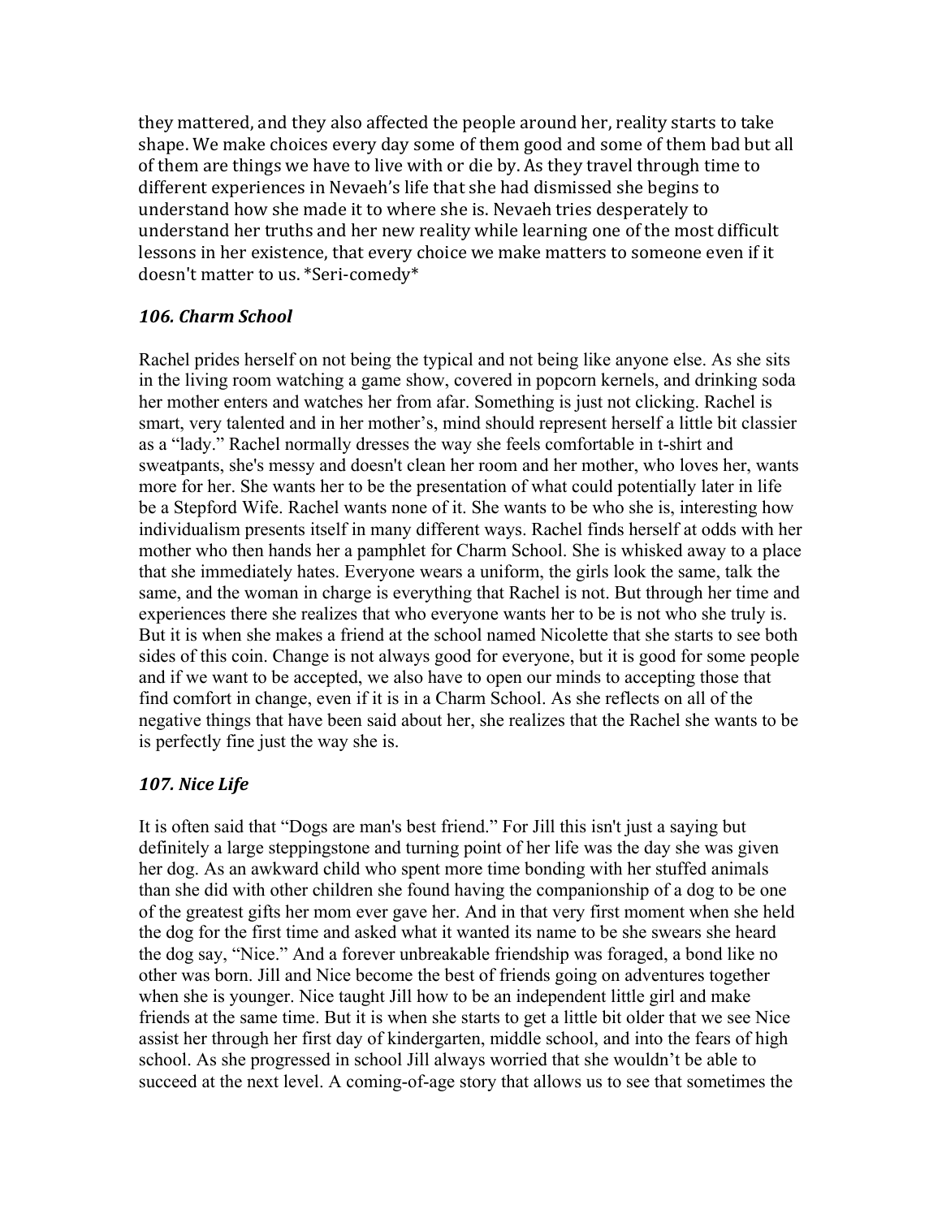they mattered, and they also affected the people around her, reality starts to take shape. We make choices every day some of them good and some of them bad but all of them are things we have to live with or die by. As they travel through time to different experiences in Nevaeh's life that she had dismissed she begins to understand how she made it to where she is. Nevaeh tries desperately to understand her truths and her new reality while learning one of the most difficult lessons in her existence, that every choice we make matters to someone even if it doesn't matter to us. *Seri-comedy*

### *106. Charm School*

Rachel prides herself on not being the typical and not being like anyone else. As she sits in the living room watching a game show, covered in popcorn kernels, and drinking soda her mother enters and watches her from afar. Something is just not clicking. Rachel is smart, very talented and in her mother's, mind should represent herself a little bit classier as a "lady." Rachel normally dresses the way she feels comfortable in t-shirt and sweatpants, she's messy and doesn't clean her room and her mother, who loves her, wants more for her. She wants her to be the presentation of what could potentially later in life be a Stepford Wife. Rachel wants none of it. She wants to be who she is, interesting how individualism presents itself in many different ways. Rachel finds herself at odds with her mother who then hands her a pamphlet for Charm School. She is whisked away to a place that she immediately hates. Everyone wears a uniform, the girls look the same, talk the same, and the woman in charge is everything that Rachel is not. But through her time and experiences there she realizes that who everyone wants her to be is not who she truly is. But it is when she makes a friend at the school named Nicolette that she starts to see both sides of this coin. Change is not always good for everyone, but it is good for some people and if we want to be accepted, we also have to open our minds to accepting those that find comfort in change, even if it is in a Charm School. As she reflects on all of the negative things that have been said about her, she realizes that the Rachel she wants to be is perfectly fine just the way she is.

### *107. Nice Life*

It is often said that "Dogs are man's best friend." For Jill this isn't just a saying but definitely a large steppingstone and turning point of her life was the day she was given her dog. As an awkward child who spent more time bonding with her stuffed animals than she did with other children she found having the companionship of a dog to be one of the greatest gifts her mom ever gave her. And in that very first moment when she held the dog for the first time and asked what it wanted its name to be she swears she heard the dog say, "Nice." And a forever unbreakable friendship was foraged, a bond like no other was born. Jill and Nice become the best of friends going on adventures together when she is younger. Nice taught Jill how to be an independent little girl and make friends at the same time. But it is when she starts to get a little bit older that we see Nice assist her through her first day of kindergarten, middle school, and into the fears of high school. As she progressed in school Jill always worried that she wouldn't be able to succeed at the next level. A coming-of-age story that allows us to see that sometimes the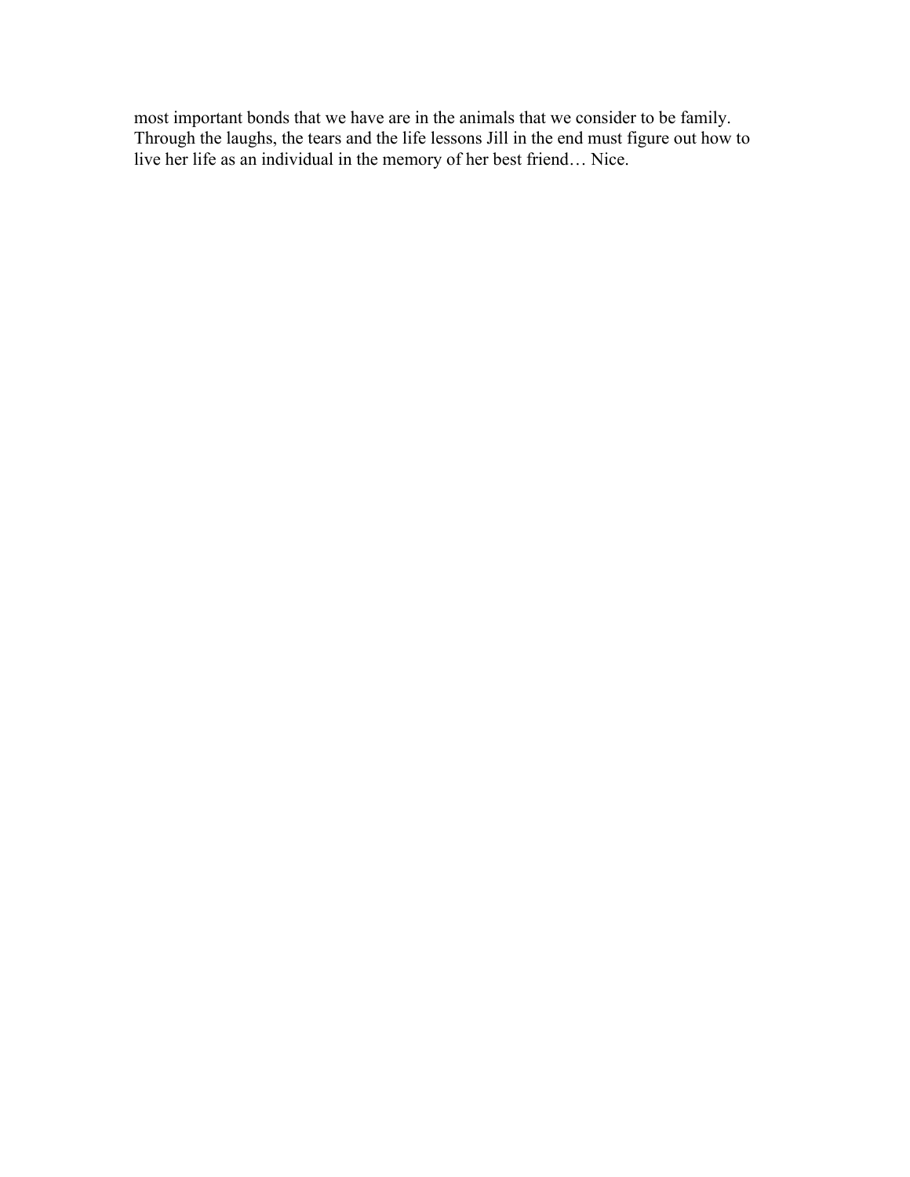most important bonds that we have are in the animals that we consider to be family. Through the laughs, the tears and the life lessons Jill in the end must figure out how to live her life as an individual in the memory of her best friend… Nice.